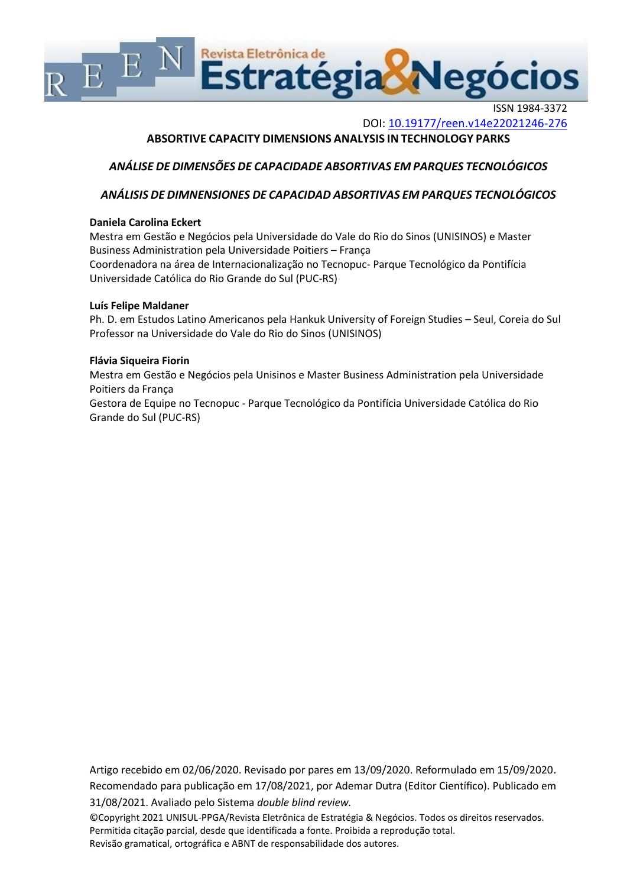ISSN 1984-3372

DOI: 10.19177/reen.v14e22021246-276

# ABSORTIVE CAPACITY DIMENSIONS ANALYSIS IN TECHNOLOGY PARKS

## *ANÁLISE DE DIMENSÕES DE CAPACIDADE ABSORTIVAS EM PARQUES TECNOLÓGICOS*

## *ANÁLISIS DE DIMNENSIONES DE CAPACIDAD ABSORTIVAS EM PARQUES TECNOLÓGICOS*

**Daniela Carolina Eckert**

Mestra em Gestão e Negócios pela Universidade do Vale do Rio dos Sinos (UNISINOS) e Master Business Administration pela Universidade Poitiers – França

Coordenadora na área de Internacionalização no Tecnopuc- Parque Tecnológico da Pontifícia Universidade Católica do Rio Grande do Sul (PUC-RS)

**Luís Felipe Maldaner**

Ph. D. em Estudos Latino Americanos pela Hankuk University of Foreign Studies – Seul, Coreia do Sul

Professor na Universidade do Vale do Rio do Sinos (UNISINOS)

**Flávia Siqueira Fiorin**

Mestra em Gestão e Negócios pela Unisinos e Master Business Administration pela Universidade Poitiers da França

Gestora de Equipe no Tecnopuc - Parque Tecnológico da Pontifícia Universidade Católica do Rio Grande do Sul (PUC-RS)

Artigo recebido em 02/06/2020. Revisado por pares em 13/09/2020. Reformulado em 15/09/2020. Recomendado para publicação em 17/08/2021, por Ademar Dutra (Editor Científico). Publicado em 31/08/2021. Avaliado pelo Sistema *double blind review.*

©Copyright 2021 UNISUL-PPGA/Revista Eletrônica de Estratégia & Negócios. Todos os direitos reservados. Permitida citação parcial, desde que identificada a fonte. Proibida a reprodução total. Revisão gramatical, ortográfica e ABNT de responsabilidade dos autores.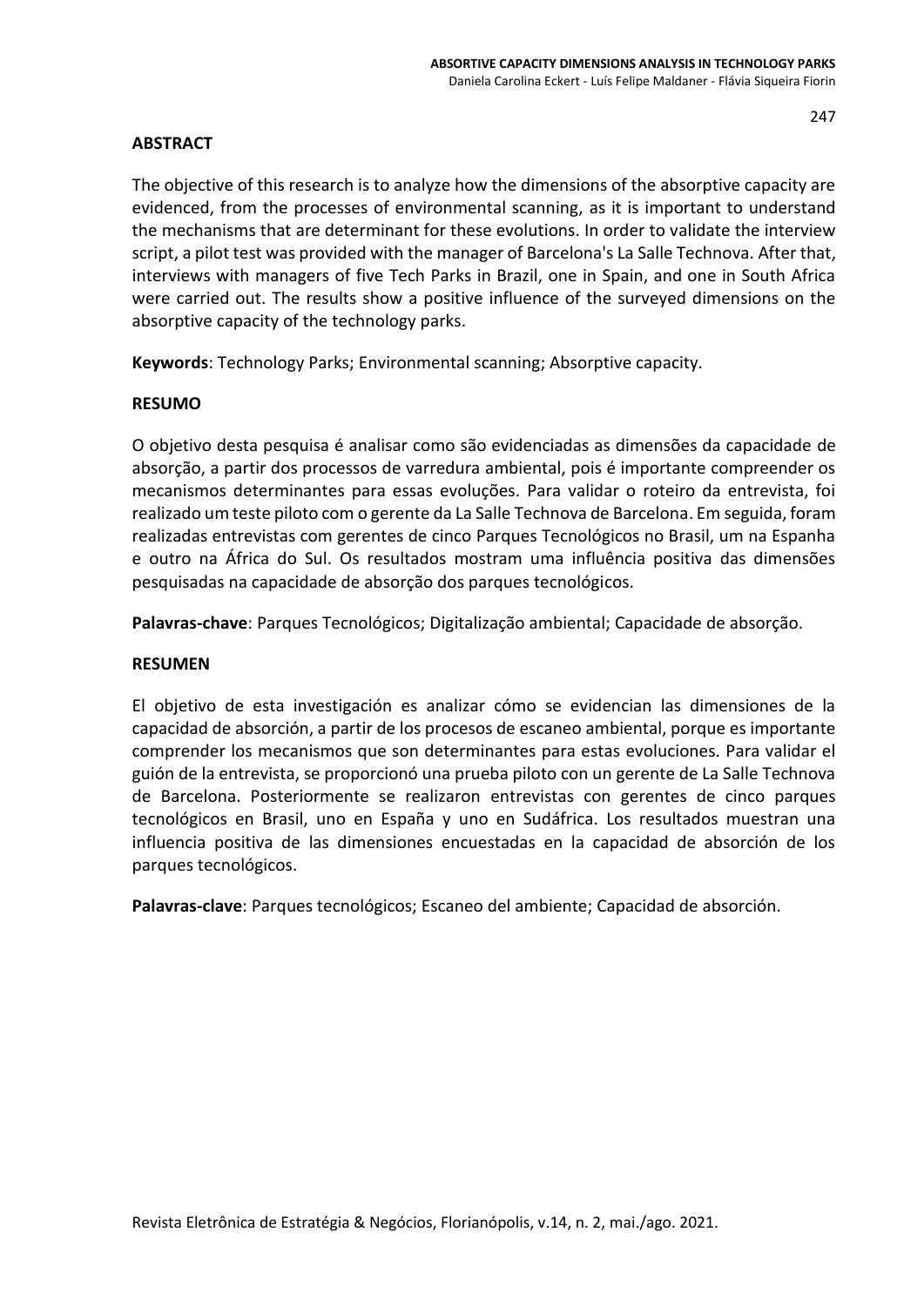## ABSTRACT

The objective of this research is to analyze how the dimensions of the absorptive capacity are evidenced, from the processes of environmental scanning, as it is important to understand the mechanisms that are determinant for these evolutions. In order to validate the interview script, a pilot test was provided with the manager of Barcelona's La Salle Technova. After that, interviews with managers of five Tech Parks in Brazil, one in Spain, and one in South Africa were carried out. The results show a positive influence of the surveyed dimensions on the absorptive capacity of the technology parks.

**Keywords**: Technology Parks; Environmental scanning; Absorptive capacity.

## RESUMO

O objetivo desta pesquisa é analisar como são evidenciadas as dimensões da capacidade de absorção, a partir dos processos de varredura ambiental, pois é importante compreender os mecanismos determinantes para essas evoluções. Para validar o roteiro da entrevista, foi realizado um teste piloto com o gerente da La Salle Technova de Barcelona. Em seguida, foram realizadas entrevistas com gerentes de cinco Parques Tecnológicos no Brasil, um na Espanha e outro na África do Sul. Os resultados mostram uma influência positiva das dimensões pesquisadas na capacidade de absorção dos parques tecnológicos.

**Palavras-chave**: Parques Tecnológicos; Digitalização ambiental; Capacidade de absorção.

## RESUMEN

El objetivo de esta investigación es analizar cómo se evidencian las dimensiones de la capacidad de absorción, a partir de los procesos de escaneo ambiental, porque es importante comprender los mecanismos que son determinantes para estas evoluciones. Para validar el guión de la entrevista, se proporcionó una prueba piloto con un gerente de La Salle Technova de Barcelona. Posteriormente se realizaron entrevistas con gerentes de cinco parques tecnológicos en Brasil, uno en España y uno en Sudáfrica. Los resultados muestran una influencia positiva de las dimensiones encuestadas en la capacidad de absorción de los parques tecnológicos.

**Palavras-clave**: Parques tecnológicos; Escaneo del ambiente; Capacidad de absorción.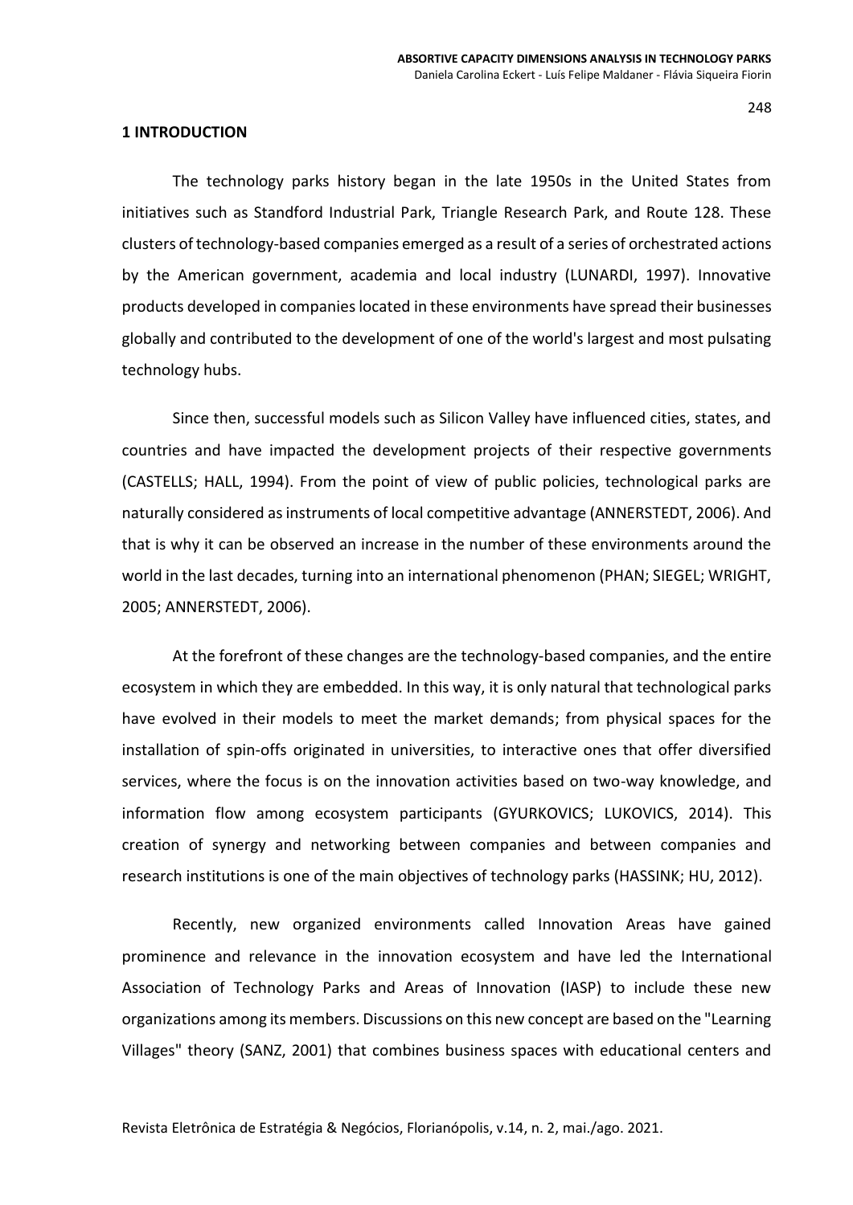## 1 INTRODUCTION

The technology parks history began in the late 1950s in the United States from initiatives such as Standford Industrial Park, Triangle Research Park, and Route 128. These clusters of technology-based companies emerged as a result of a series of orchestrated actions by the American government, academia and local industry (LUNARDI, 1997). Innovative products developed in companies located in these environments have spread their businesses globally and contributed to the development of one of the world's largest and most pulsating technology hubs.

Since then, successful models such as Silicon Valley have influenced cities, states, and countries and have impacted the development projects of their respective governments (CASTELLS; HALL, 1994). From the point of view of public policies, technological parks are naturally considered as instruments of local competitive advantage (ANNERSTEDT, 2006). And that is why it can be observed an increase in the number of these environments around the world in the last decades, turning into an international phenomenon (PHAN; SIEGEL; WRIGHT, 2005; ANNERSTEDT, 2006).

At the forefront of these changes are the technology-based companies, and the entire ecosystem in which they are embedded. In this way, it is only natural that technological parks have evolved in their models to meet the market demands; from physical spaces for the installation of spin-offs originated in universities, to interactive ones that offer diversified services, where the focus is on the innovation activities based on two-way knowledge, and information flow among ecosystem participants (GYURKOVICS; LUKOVICS, 2014). This creation of synergy and networking between companies and between companies and research institutions is one of the main objectives of technology parks (HASSINK; HU, 2012).

Recently, new organized environments called Innovation Areas have gained prominence and relevance in the innovation ecosystem and have led the International Association of Technology Parks and Areas of Innovation (IASP) to include these new organizations among its members. Discussions on this new concept are based on the "Learning Villages" theory (SANZ, 2001) that combines business spaces with educational centers and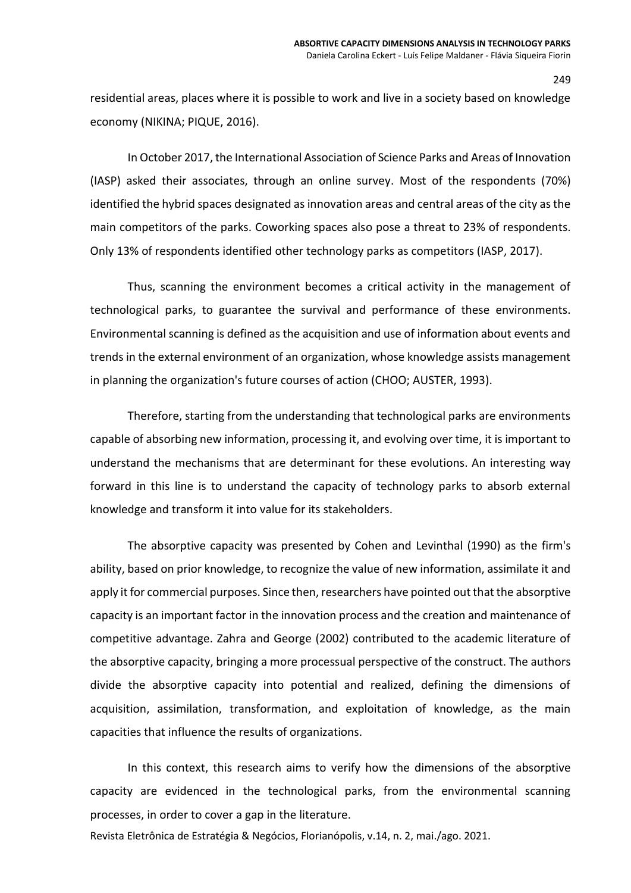residential areas, places where it is possible to work and live in a society based on knowledge economy (NIKINA; PIQUE, 2016).

In October 2017, the International Association of Science Parks and Areas of Innovation (IASP) asked their associates, through an online survey. Most of the respondents (70%) identified the hybrid spaces designated as innovation areas and central areas of the city as the main competitors of the parks. Coworking spaces also pose a threat to 23% of respondents. Only 13% of respondents identified other technology parks as competitors (IASP, 2017).

Thus, scanning the environment becomes a critical activity in the management of technological parks, to guarantee the survival and performance of these environments. Environmental scanning is defined as the acquisition and use of information about events and trends in the external environment of an organization, whose knowledge assists management in planning the organization's future courses of action (CHOO; AUSTER, 1993).

Therefore, starting from the understanding that technological parks are environments capable of absorbing new information, processing it, and evolving over time, it is important to understand the mechanisms that are determinant for these evolutions. An interesting way forward in this line is to understand the capacity of technology parks to absorb external knowledge and transform it into value for its stakeholders.

The absorptive capacity was presented by Cohen and Levinthal (1990) as the firm's ability, based on prior knowledge, to recognize the value of new information, assimilate it and apply it for commercial purposes. Since then, researchers have pointed out that the absorptive capacity is an important factor in the innovation process and the creation and maintenance of competitive advantage. Zahra and George (2002) contributed to the academic literature of the absorptive capacity, bringing a more processual perspective of the construct. The authors divide the absorptive capacity into potential and realized, defining the dimensions of acquisition, assimilation, transformation, and exploitation of knowledge, as the main capacities that influence the results of organizations.

In this context, this research aims to verify how the dimensions of the absorptive capacity are evidenced in the technological parks, from the environmental scanning processes, in order to cover a gap in the literature.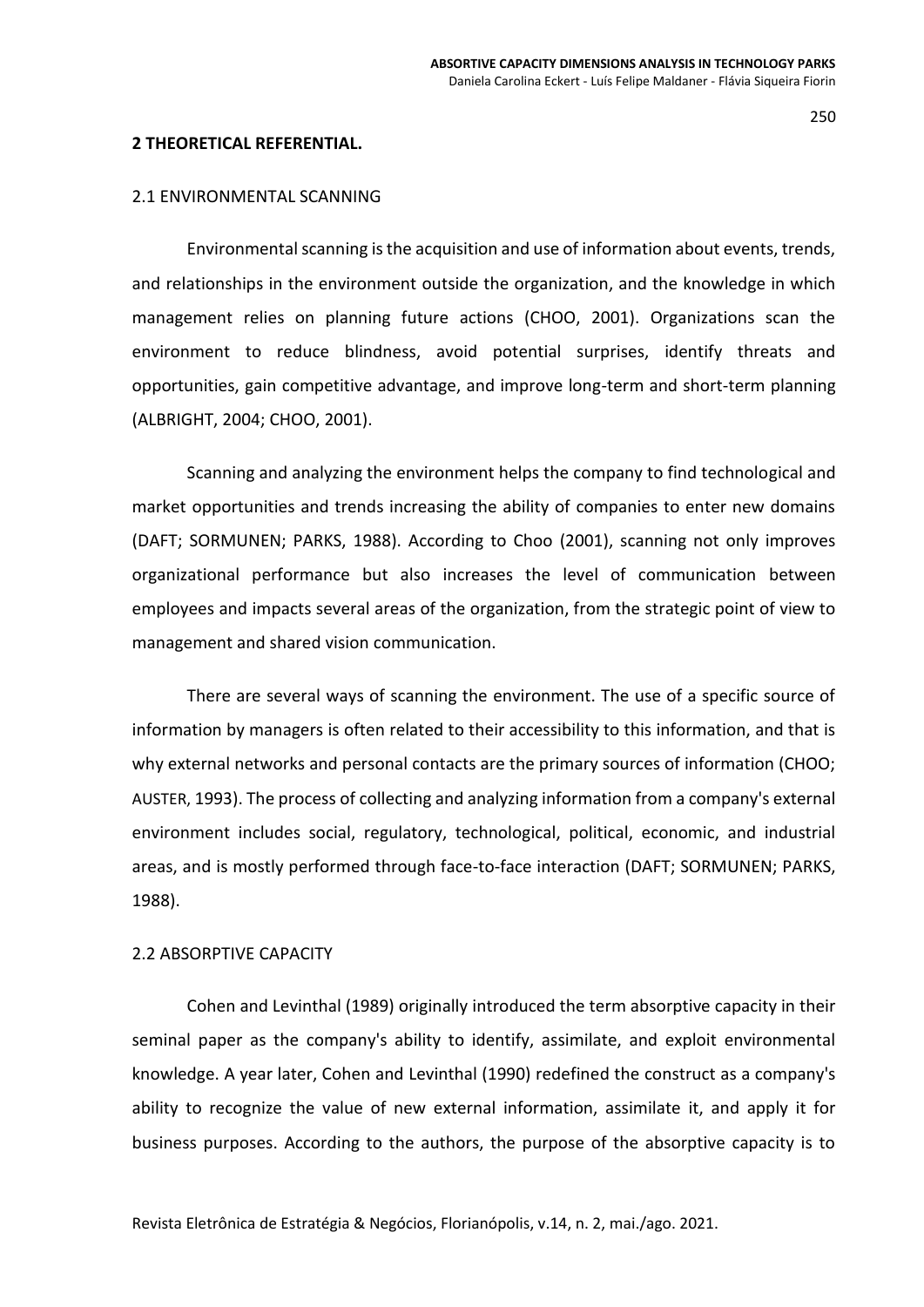## 2 THEORETICAL REFERENTIAL.

### 2.1 ENVIRONMENTAL SCANNING

Environmental scanning is the acquisition and use of information about events, trends, and relationships in the environment outside the organization, and the knowledge in which management relies on planning future actions (CHOO, 2001). Organizations scan the environment to reduce blindness, avoid potential surprises, identify threats and opportunities, gain competitive advantage, and improve long-term and short-term planning (ALBRIGHT, 2004; CHOO, 2001).

Scanning and analyzing the environment helps the company to find technological and market opportunities and trends increasing the ability of companies to enter new domains (DAFT; SORMUNEN; PARKS, 1988). According to Choo (2001), scanning not only improves organizational performance but also increases the level of communication between employees and impacts several areas of the organization, from the strategic point of view to management and shared vision communication.

There are several ways of scanning the environment. The use of a specific source of information by managers is often related to their accessibility to this information, and that is why external networks and personal contacts are the primary sources of information (CHOO; AUSTER, 1993). The process of collecting and analyzing information from a company's external environment includes social, regulatory, technological, political, economic, and industrial areas, and is mostly performed through face-to-face interaction (DAFT; SORMUNEN; PARKS, 1988).

### 2.2 ABSORPTIVE CAPACITY

Cohen and Levinthal (1989) originally introduced the term absorptive capacity in their seminal paper as the company's ability to identify, assimilate, and exploit environmental knowledge. A year later, Cohen and Levinthal (1990) redefined the construct as a company's ability to recognize the value of new external information, assimilate it, and apply it for business purposes. According to the authors, the purpose of the absorptive capacity is to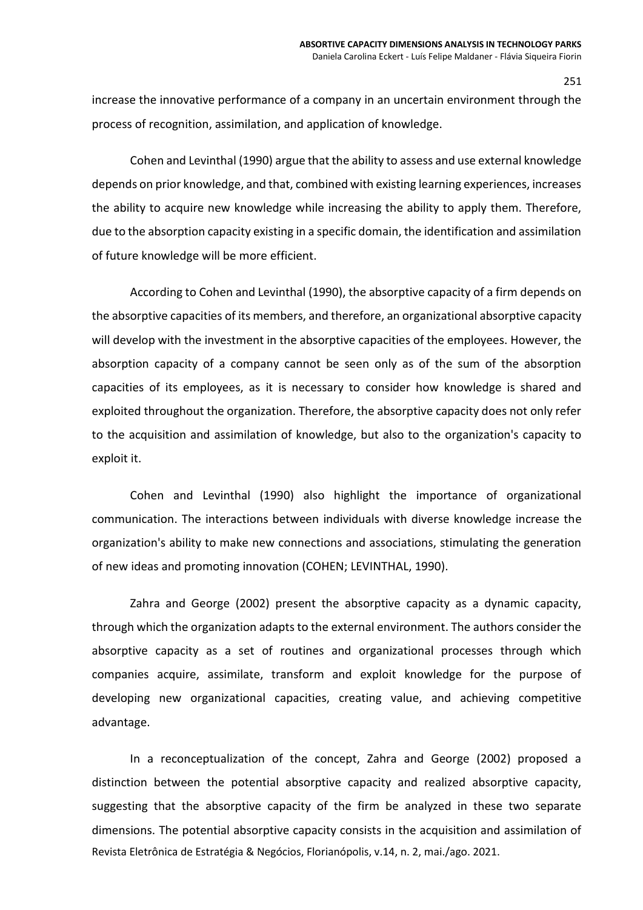increase the innovative performance of a company in an uncertain environment through the process of recognition, assimilation, and application of knowledge.

Cohen and Levinthal (1990) argue that the ability to assess and use external knowledge depends on prior knowledge, and that, combined with existing learning experiences, increases the ability to acquire new knowledge while increasing the ability to apply them. Therefore, due to the absorption capacity existing in a specific domain, the identification and assimilation of future knowledge will be more efficient.

According to Cohen and Levinthal (1990), the absorptive capacity of a firm depends on the absorptive capacities of its members, and therefore, an organizational absorptive capacity will develop with the investment in the absorptive capacities of the employees. However, the absorption capacity of a company cannot be seen only as of the sum of the absorption capacities of its employees, as it is necessary to consider how knowledge is shared and exploited throughout the organization. Therefore, the absorptive capacity does not only refer to the acquisition and assimilation of knowledge, but also to the organization's capacity to exploit it.

Cohen and Levinthal (1990) also highlight the importance of organizational communication. The interactions between individuals with diverse knowledge increase the organization's ability to make new connections and associations, stimulating the generation of new ideas and promoting innovation (COHEN; LEVINTHAL, 1990).

Zahra and George (2002) present the absorptive capacity as a dynamic capacity, through which the organization adapts to the external environment. The authors consider the absorptive capacity as a set of routines and organizational processes through which companies acquire, assimilate, transform and exploit knowledge for the purpose of developing new organizational capacities, creating value, and achieving competitive advantage.

In a reconceptualization of the concept, Zahra and George (2002) proposed a distinction between the potential absorptive capacity and realized absorptive capacity, suggesting that the absorptive capacity of the firm be analyzed in these two separate dimensions. The potential absorptive capacity consists in the acquisition and assimilation of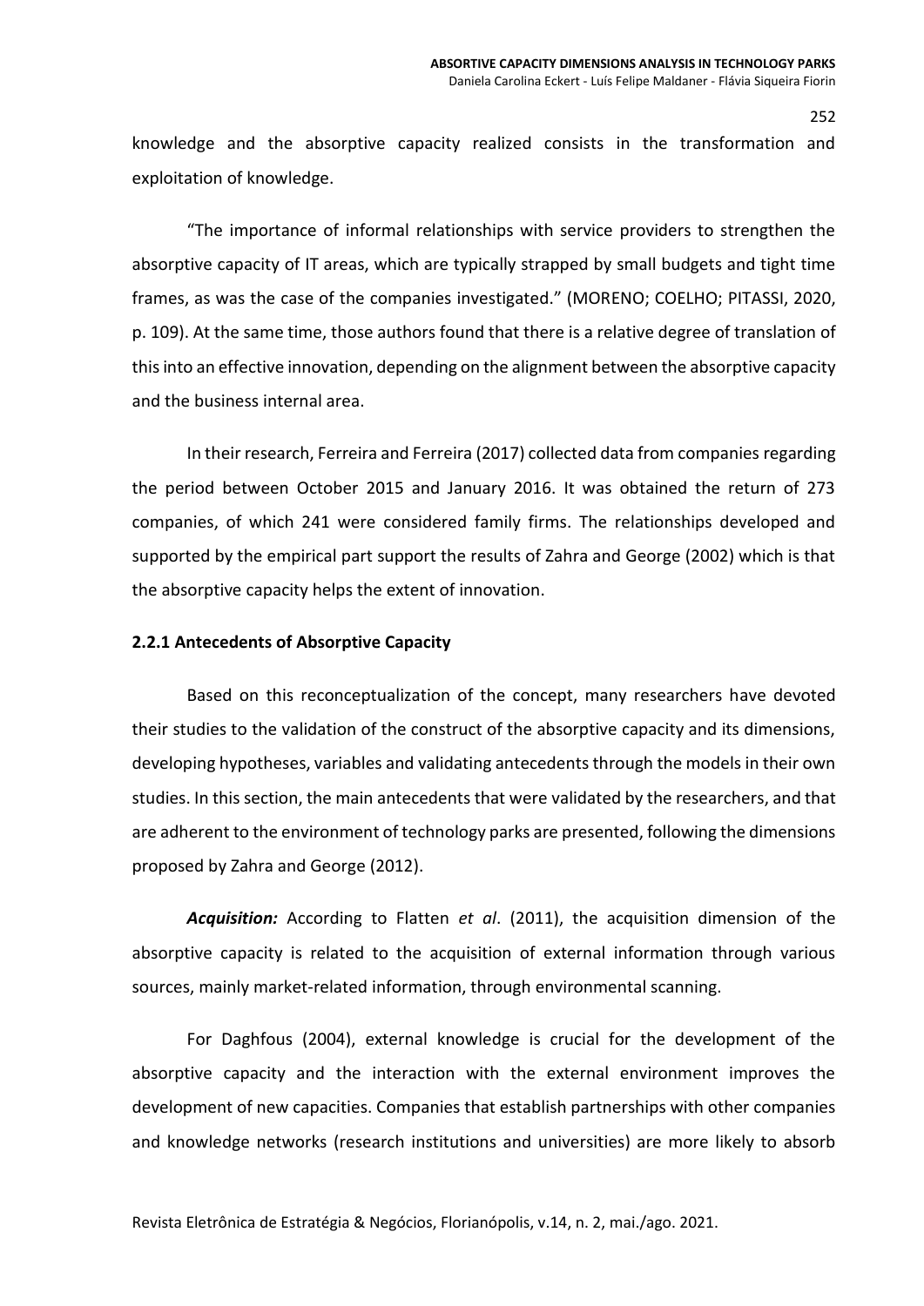knowledge and the absorptive capacity realized consists in the transformation and exploitation of knowledge.

"The importance of informal relationships with service providers to strengthen the absorptive capacity of IT areas, which are typically strapped by small budgets and tight time frames, as was the case of the companies investigated." (MORENO; COELHO; PITASSI, 2020, p. 109). At the same time, those authors found that there is a relative degree of translation of this into an effective innovation, depending on the alignment between the absorptive capacity and the business internal area.

In their research, Ferreira and Ferreira (2017) collected data from companies regarding the period between October 2015 and January 2016. It was obtained the return of 273 companies, of which 241 were considered family firms. The relationships developed and supported by the empirical part support the results of Zahra and George (2002) which is that the absorptive capacity helps the extent of innovation.

### 2.2.1 Antecedents of Absorptive Capacity

Based on this reconceptualization of the concept, many researchers have devoted their studies to the validation of the construct of the absorptive capacity and its dimensions, developing hypotheses, variables and validating antecedents through the models in their own studies. In this section, the main antecedents that were validated by the researchers, and that are adherent to the environment of technology parks are presented, following the dimensions proposed by Zahra and George (2012).

***Acquisition:*** According to Flatten *et al*. (2011), the acquisition dimension of the absorptive capacity is related to the acquisition of external information through various sources, mainly market-related information, through environmental scanning.

For Daghfous (2004), external knowledge is crucial for the development of the absorptive capacity and the interaction with the external environment improves the development of new capacities. Companies that establish partnerships with other companies and knowledge networks (research institutions and universities) are more likely to absorb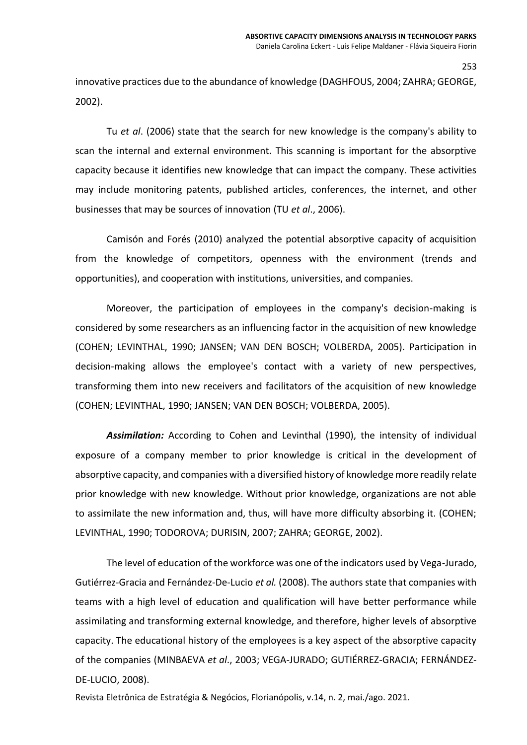innovative practices due to the abundance of knowledge (DAGHFOUS, 2004; ZAHRA; GEORGE, 2002).

Tu *et al*. (2006) state that the search for new knowledge is the company's ability to scan the internal and external environment. This scanning is important for the absorptive capacity because it identifies new knowledge that can impact the company. These activities may include monitoring patents, published articles, conferences, the internet, and other businesses that may be sources of innovation (TU *et al*., 2006).

Camisón and Forés (2010) analyzed the potential absorptive capacity of acquisition from the knowledge of competitors, openness with the environment (trends and opportunities), and cooperation with institutions, universities, and companies.

Moreover, the participation of employees in the company's decision-making is considered by some researchers as an influencing factor in the acquisition of new knowledge (COHEN; LEVINTHAL, 1990; JANSEN; VAN DEN BOSCH; VOLBERDA, 2005). Participation in decision-making allows the employee's contact with a variety of new perspectives, transforming them into new receivers and facilitators of the acquisition of new knowledge (COHEN; LEVINTHAL, 1990; JANSEN; VAN DEN BOSCH; VOLBERDA, 2005).

***Assimilation:*** According to Cohen and Levinthal (1990), the intensity of individual exposure of a company member to prior knowledge is critical in the development of absorptive capacity, and companies with a diversified history of knowledge more readily relate prior knowledge with new knowledge. Without prior knowledge, organizations are not able to assimilate the new information and, thus, will have more difficulty absorbing it. (COHEN; LEVINTHAL, 1990; TODOROVA; DURISIN, 2007; ZAHRA; GEORGE, 2002).

The level of education of the workforce was one of the indicators used by Vega-Jurado, Gutiérrez-Gracia and Fernández-De-Lucio *et al.* (2008). The authors state that companies with teams with a high level of education and qualification will have better performance while assimilating and transforming external knowledge, and therefore, higher levels of absorptive capacity. The educational history of the employees is a key aspect of the absorptive capacity of the companies (MINBAEVA *et al*., 2003; VEGA-JURADO; GUTIÉRREZ-GRACIA; FERNÁNDEZ-DE-LUCIO, 2008).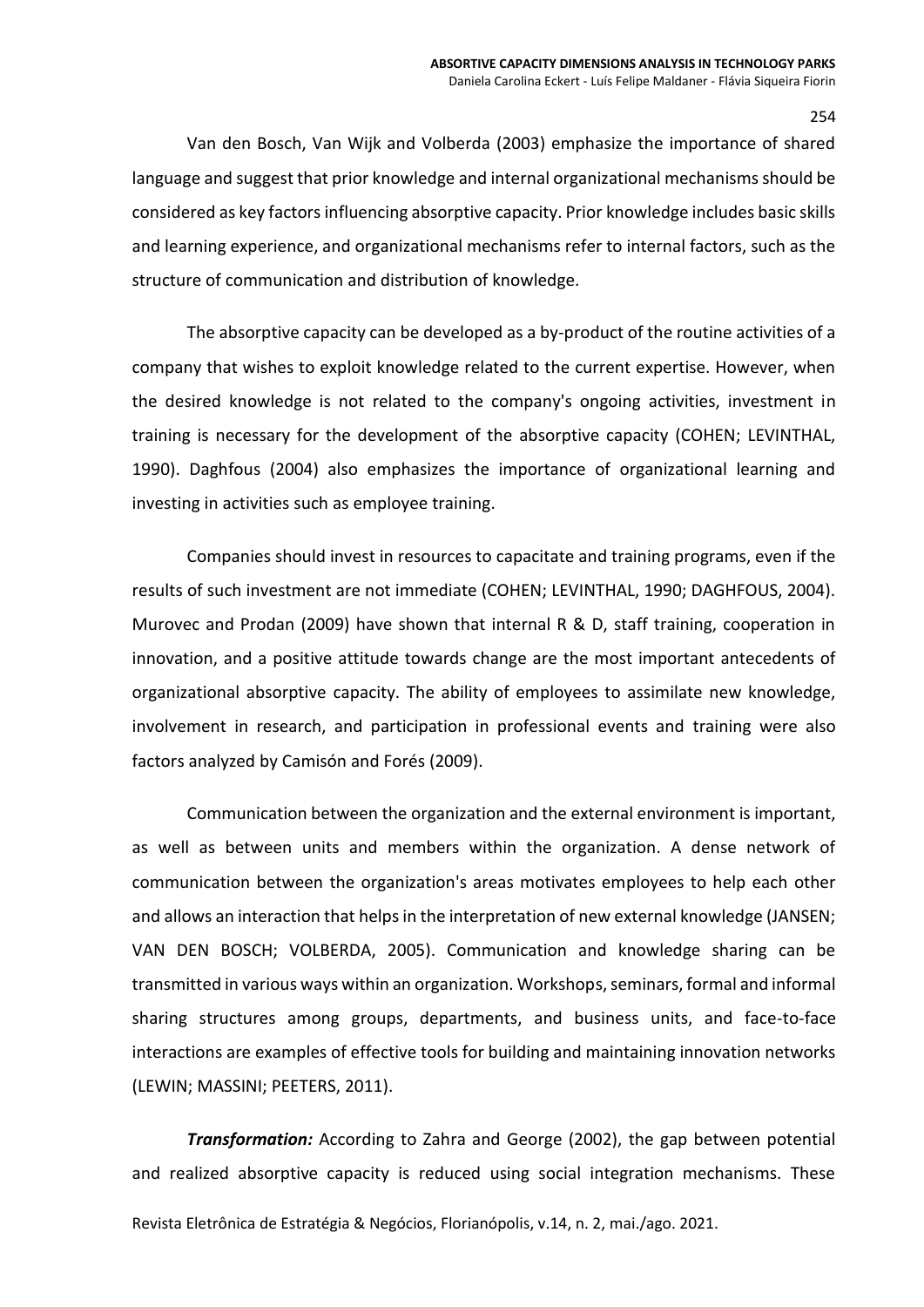Van den Bosch, Van Wijk and Volberda (2003) emphasize the importance of shared language and suggest that prior knowledge and internal organizational mechanisms should be considered as key factors influencing absorptive capacity. Prior knowledge includes basic skills and learning experience, and organizational mechanisms refer to internal factors, such as the structure of communication and distribution of knowledge.

The absorptive capacity can be developed as a by-product of the routine activities of a company that wishes to exploit knowledge related to the current expertise. However, when the desired knowledge is not related to the company's ongoing activities, investment in training is necessary for the development of the absorptive capacity (COHEN; LEVINTHAL, 1990). Daghfous (2004) also emphasizes the importance of organizational learning and investing in activities such as employee training.

Companies should invest in resources to capacitate and training programs, even if the results of such investment are not immediate (COHEN; LEVINTHAL, 1990; DAGHFOUS, 2004). Murovec and Prodan (2009) have shown that internal R & D, staff training, cooperation in innovation, and a positive attitude towards change are the most important antecedents of organizational absorptive capacity. The ability of employees to assimilate new knowledge, involvement in research, and participation in professional events and training were also factors analyzed by Camisón and Forés (2009).

Communication between the organization and the external environment is important, as well as between units and members within the organization. A dense network of communication between the organization's areas motivates employees to help each other and allows an interaction that helps in the interpretation of new external knowledge (JANSEN; VAN DEN BOSCH; VOLBERDA, 2005). Communication and knowledge sharing can be transmitted in various ways within an organization. Workshops, seminars, formal and informal sharing structures among groups, departments, and business units, and face-to-face interactions are examples of effective tools for building and maintaining innovation networks (LEWIN; MASSINI; PEETERS, 2011).

***Transformation:*** According to Zahra and George (2002), the gap between potential and realized absorptive capacity is reduced using social integration mechanisms. These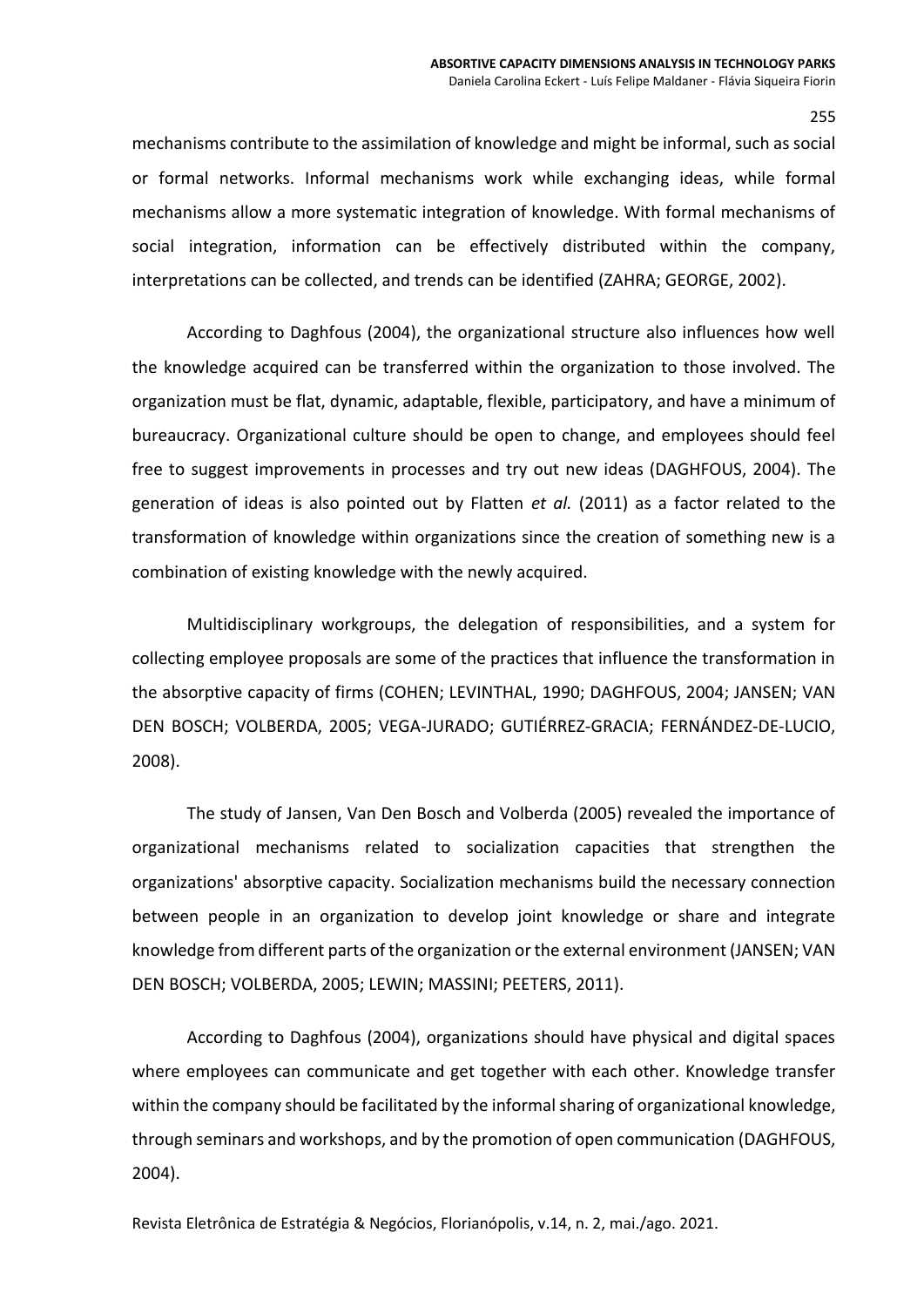mechanisms contribute to the assimilation of knowledge and might be informal, such as social or formal networks. Informal mechanisms work while exchanging ideas, while formal mechanisms allow a more systematic integration of knowledge. With formal mechanisms of social integration, information can be effectively distributed within the company, interpretations can be collected, and trends can be identified (ZAHRA; GEORGE, 2002).

According to Daghfous (2004), the organizational structure also influences how well the knowledge acquired can be transferred within the organization to those involved. The organization must be flat, dynamic, adaptable, flexible, participatory, and have a minimum of bureaucracy. Organizational culture should be open to change, and employees should feel free to suggest improvements in processes and try out new ideas (DAGHFOUS, 2004). The generation of ideas is also pointed out by Flatten *et al.* (2011) as a factor related to the transformation of knowledge within organizations since the creation of something new is a combination of existing knowledge with the newly acquired.

Multidisciplinary workgroups, the delegation of responsibilities, and a system for collecting employee proposals are some of the practices that influence the transformation in the absorptive capacity of firms (COHEN; LEVINTHAL, 1990; DAGHFOUS, 2004; JANSEN; VAN DEN BOSCH; VOLBERDA, 2005; VEGA-JURADO; GUTIÉRREZ-GRACIA; FERNÁNDEZ-DE-LUCIO, 2008).

The study of Jansen, Van Den Bosch and Volberda (2005) revealed the importance of organizational mechanisms related to socialization capacities that strengthen the organizations' absorptive capacity. Socialization mechanisms build the necessary connection between people in an organization to develop joint knowledge or share and integrate knowledge from different parts of the organization or the external environment (JANSEN; VAN DEN BOSCH; VOLBERDA, 2005; LEWIN; MASSINI; PEETERS, 2011).

According to Daghfous (2004), organizations should have physical and digital spaces where employees can communicate and get together with each other. Knowledge transfer within the company should be facilitated by the informal sharing of organizational knowledge, through seminars and workshops, and by the promotion of open communication (DAGHFOUS, 2004).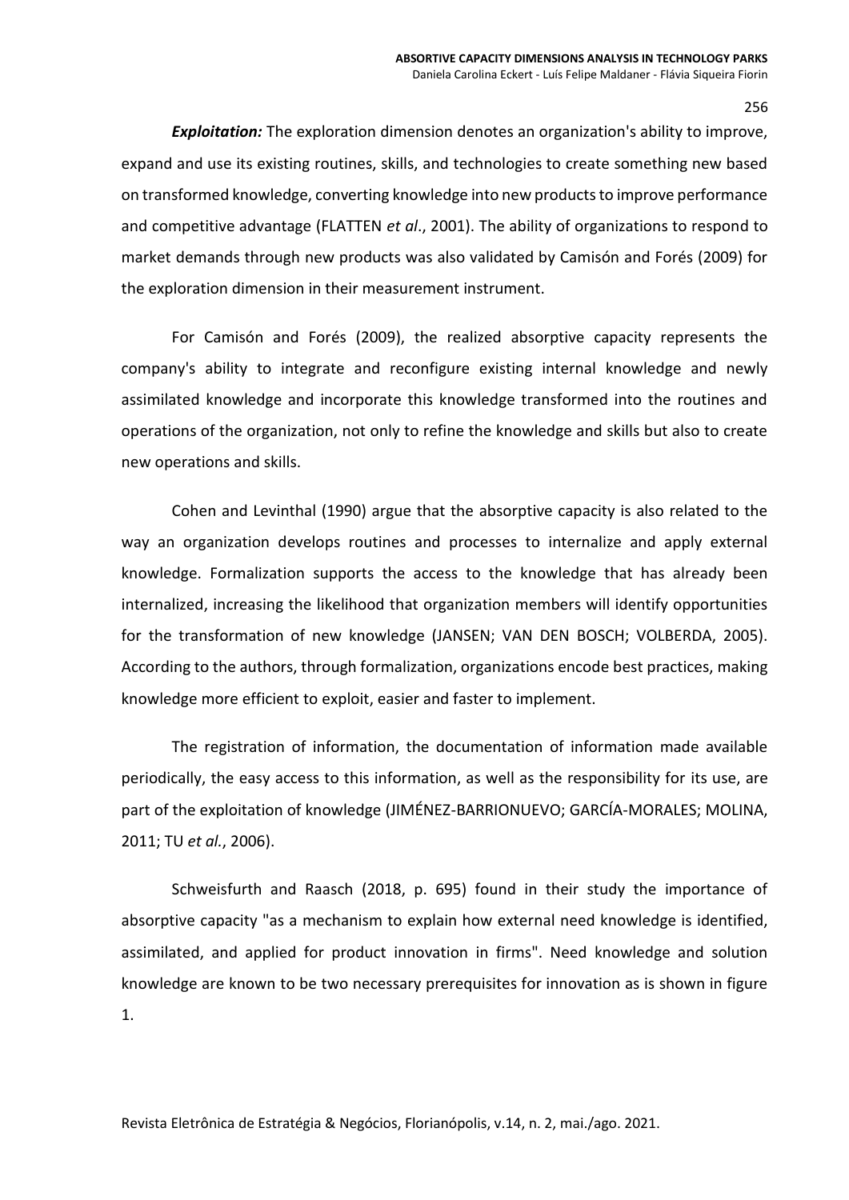***Exploitation:*** The exploration dimension denotes an organization's ability to improve, expand and use its existing routines, skills, and technologies to create something new based on transformed knowledge, converting knowledge into new products to improve performance and competitive advantage (FLATTEN *et al*., 2001). The ability of organizations to respond to market demands through new products was also validated by Camisón and Forés (2009) for the exploration dimension in their measurement instrument.

For Camisón and Forés (2009), the realized absorptive capacity represents the company's ability to integrate and reconfigure existing internal knowledge and newly assimilated knowledge and incorporate this knowledge transformed into the routines and operations of the organization, not only to refine the knowledge and skills but also to create new operations and skills.

Cohen and Levinthal (1990) argue that the absorptive capacity is also related to the way an organization develops routines and processes to internalize and apply external knowledge. Formalization supports the access to the knowledge that has already been internalized, increasing the likelihood that organization members will identify opportunities for the transformation of new knowledge (JANSEN; VAN DEN BOSCH; VOLBERDA, 2005). According to the authors, through formalization, organizations encode best practices, making knowledge more efficient to exploit, easier and faster to implement.

The registration of information, the documentation of information made available periodically, the easy access to this information, as well as the responsibility for its use, are part of the exploitation of knowledge (JIMÉNEZ-BARRIONUEVO; GARCÍA-MORALES; MOLINA, 2011; TU *et al.*, 2006).

Schweisfurth and Raasch (2018, p. 695) found in their study the importance of absorptive capacity "as a mechanism to explain how external need knowledge is identified, assimilated, and applied for product innovation in firms". Need knowledge and solution knowledge are known to be two necessary prerequisites for innovation as is shown in figure 1.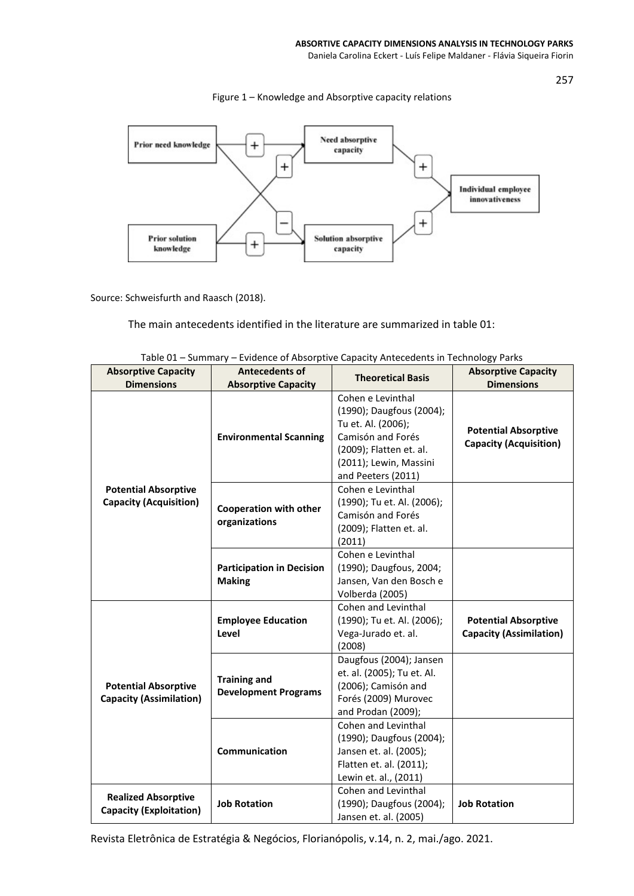Figure 1 – Knowledge and Absorptive capacity relations

Source: Schweisfurth and Raasch (2018).

The main antecedents identified in the literature are summarized in table 01:

Table 01 – Summary – Evidence of Absorptive Capacity Antecedents in Technology Parks

| Absorptive Capacity Dimensions | Antecedents of Absorptive Capacity | Theoretical Basis | Absorptive Capacity Dimensions |
|---|---|---|---|
| **Potential Absorptive Capacity (Acquisition)** | **Environmental Scanning** | Cohen e Levinthal (1990); Daugfous (2004); Tu et. Al. (2006); Camisón and Forés (2009); Flatten et. al. (2011); Lewin, Massini and Peeters (2011) | **Potential Absorptive Capacity (Acquisition)** |
| | **Cooperation with other organizations** | Cohen e Levinthal (1990); Tu et. Al. (2006); Camisón and Forés (2009); Flatten et. al. (2011) | |
| | **Participation in Decision Making** | Cohen e Levinthal (1990); Daugfous, 2004; Jansen, Van den Bosch e Volberda (2005) | |
| **Potential Absorptive Capacity (Assimilation)** | **Employee Education Level** | Cohen and Levinthal (1990); Tu et. Al. (2006); Vega-Jurado et. al. (2008) | **Potential Absorptive Capacity (Assimilation)** |
| | **Training and Development Programs** | Daugfous (2004); Jansen et. al. (2005); Tu et. Al. (2006); Camisón and Forés (2009) Murovec and Prodan (2009); | |
| | **Communication** | Cohen and Levinthal (1990); Daugfous (2004); Jansen et. al. (2005); Flatten et. al. (2011); Lewin et. al., (2011) | |
| **Realized Absorptive Capacity (Exploitation)** | **Job Rotation** | Cohen and Levinthal (1990); Daugfous (2004); Jansen et. al. (2005) | **Job Rotation** |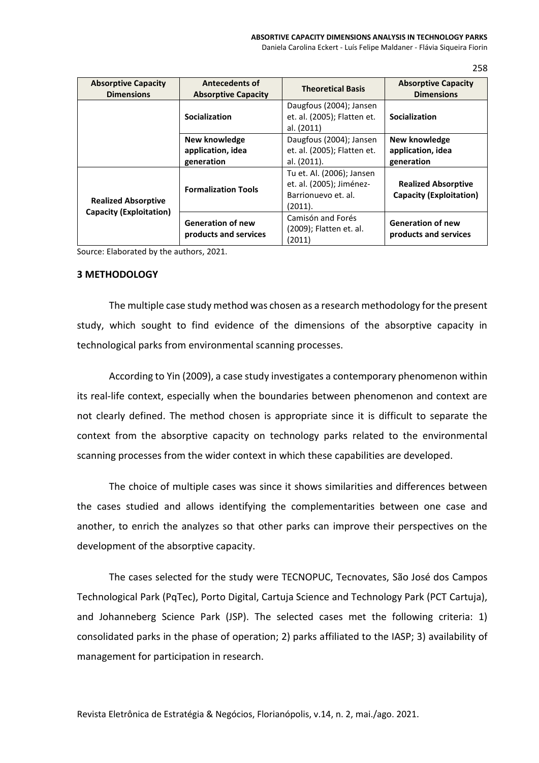| Absorptive Capacity Dimensions | Antecedents of Absorptive Capacity | Theoretical Basis | Absorptive Capacity Dimensions |
|---|---|---|---|
| | **Socialization** | Daugfous (2004); Jansen et. al. (2005); Flatten et. al. (2011) | **Socialization** |
| | **New knowledge application, idea generation** | Daugfous (2004); Jansen et. al. (2005); Flatten et. al. (2011). | **New knowledge application, idea generation** |
| **Realized Absorptive Capacity (Exploitation)** | **Formalization Tools** | Tu et. Al. (2006); Jansen et. al. (2005); Jiménez-Barrionuevo et. al. (2011). | **Realized Absorptive Capacity (Exploitation)** |
| | **Generation of new products and services** | Camisón and Forés (2009); Flatten et. al. (2011) | **Generation of new products and services** |

Source: Elaborated by the authors, 2021.

## 3 METHODOLOGY

The multiple case study method was chosen as a research methodology for the present study, which sought to find evidence of the dimensions of the absorptive capacity in technological parks from environmental scanning processes.

According to Yin (2009), a case study investigates a contemporary phenomenon within its real-life context, especially when the boundaries between phenomenon and context are not clearly defined. The method chosen is appropriate since it is difficult to separate the context from the absorptive capacity on technology parks related to the environmental scanning processes from the wider context in which these capabilities are developed.

The choice of multiple cases was since it shows similarities and differences between the cases studied and allows identifying the complementarities between one case and another, to enrich the analyzes so that other parks can improve their perspectives on the development of the absorptive capacity.

The cases selected for the study were TECNOPUC, Tecnovates, São José dos Campos Technological Park (PqTec), Porto Digital, Cartuja Science and Technology Park (PCT Cartuja), and Johanneberg Science Park (JSP). The selected cases met the following criteria: 1) consolidated parks in the phase of operation; 2) parks affiliated to the IASP; 3) availability of management for participation in research.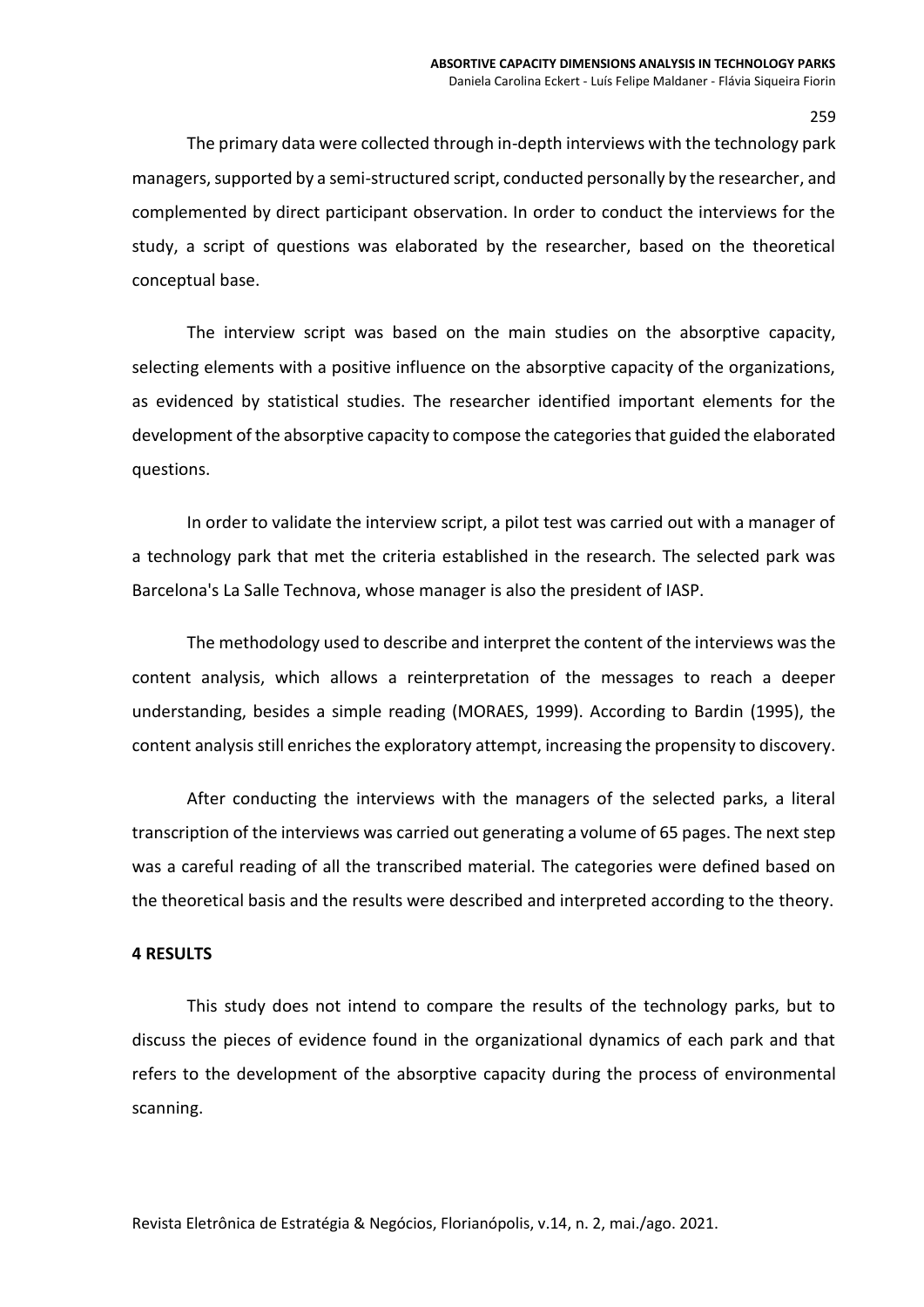The primary data were collected through in-depth interviews with the technology park managers, supported by a semi-structured script, conducted personally by the researcher, and complemented by direct participant observation. In order to conduct the interviews for the study, a script of questions was elaborated by the researcher, based on the theoretical conceptual base.

The interview script was based on the main studies on the absorptive capacity, selecting elements with a positive influence on the absorptive capacity of the organizations, as evidenced by statistical studies. The researcher identified important elements for the development of the absorptive capacity to compose the categories that guided the elaborated questions.

In order to validate the interview script, a pilot test was carried out with a manager of a technology park that met the criteria established in the research. The selected park was Barcelona's La Salle Technova, whose manager is also the president of IASP.

The methodology used to describe and interpret the content of the interviews was the content analysis, which allows a reinterpretation of the messages to reach a deeper understanding, besides a simple reading (MORAES, 1999). According to Bardin (1995), the content analysis still enriches the exploratory attempt, increasing the propensity to discovery.

After conducting the interviews with the managers of the selected parks, a literal transcription of the interviews was carried out generating a volume of 65 pages. The next step was a careful reading of all the transcribed material. The categories were defined based on the theoretical basis and the results were described and interpreted according to the theory.

## 4 RESULTS

This study does not intend to compare the results of the technology parks, but to discuss the pieces of evidence found in the organizational dynamics of each park and that refers to the development of the absorptive capacity during the process of environmental scanning.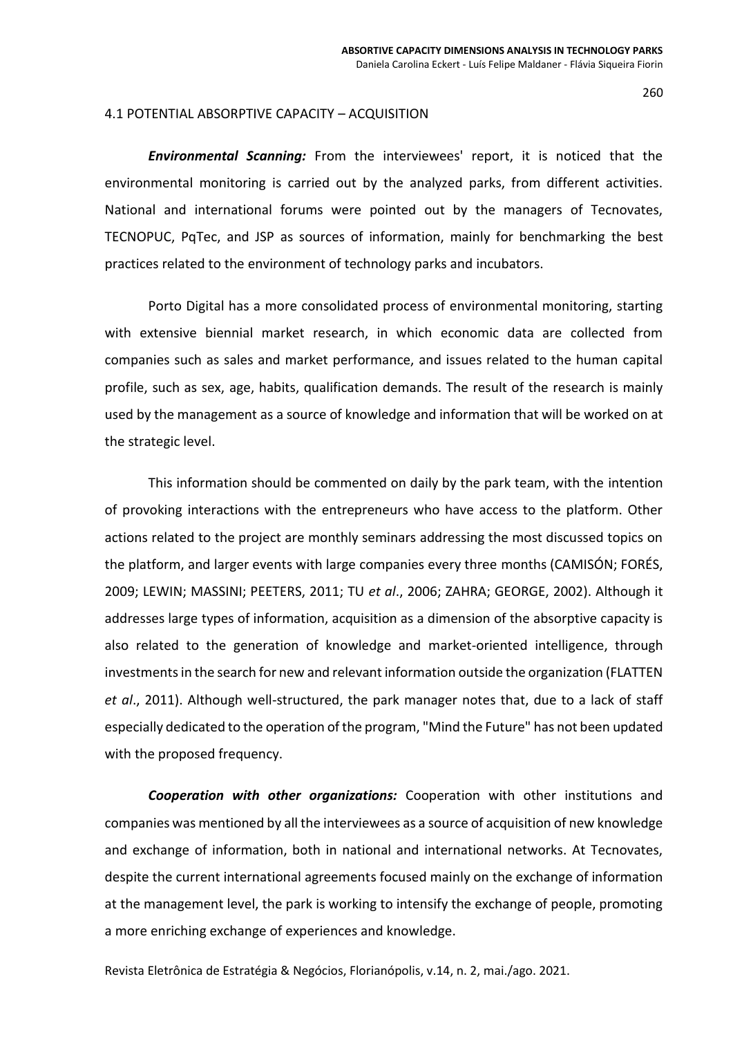### 4.1 POTENTIAL ABSORPTIVE CAPACITY – ACQUISITION

***Environmental Scanning:*** From the interviewees' report, it is noticed that the environmental monitoring is carried out by the analyzed parks, from different activities. National and international forums were pointed out by the managers of Tecnovates, TECNOPUC, PqTec, and JSP as sources of information, mainly for benchmarking the best practices related to the environment of technology parks and incubators.

Porto Digital has a more consolidated process of environmental monitoring, starting with extensive biennial market research, in which economic data are collected from companies such as sales and market performance, and issues related to the human capital profile, such as sex, age, habits, qualification demands. The result of the research is mainly used by the management as a source of knowledge and information that will be worked on at the strategic level.

This information should be commented on daily by the park team, with the intention of provoking interactions with the entrepreneurs who have access to the platform. Other actions related to the project are monthly seminars addressing the most discussed topics on the platform, and larger events with large companies every three months (CAMISÓN; FORÉS, 2009; LEWIN; MASSINI; PEETERS, 2011; TU *et al*., 2006; ZAHRA; GEORGE, 2002). Although it addresses large types of information, acquisition as a dimension of the absorptive capacity is also related to the generation of knowledge and market-oriented intelligence, through investments in the search for new and relevant information outside the organization (FLATTEN *et al*., 2011). Although well-structured, the park manager notes that, due to a lack of staff especially dedicated to the operation of the program, "Mind the Future" has not been updated with the proposed frequency.

***Cooperation with other organizations:*** Cooperation with other institutions and companies was mentioned by all the interviewees as a source of acquisition of new knowledge and exchange of information, both in national and international networks. At Tecnovates, despite the current international agreements focused mainly on the exchange of information at the management level, the park is working to intensify the exchange of people, promoting a more enriching exchange of experiences and knowledge.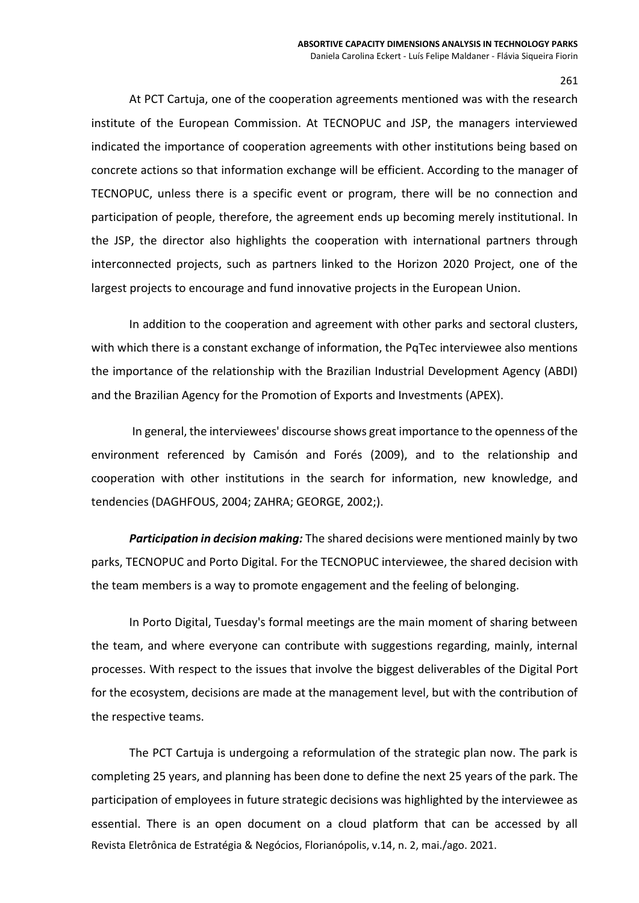At PCT Cartuja, one of the cooperation agreements mentioned was with the research institute of the European Commission. At TECNOPUC and JSP, the managers interviewed indicated the importance of cooperation agreements with other institutions being based on concrete actions so that information exchange will be efficient. According to the manager of TECNOPUC, unless there is a specific event or program, there will be no connection and participation of people, therefore, the agreement ends up becoming merely institutional. In the JSP, the director also highlights the cooperation with international partners through interconnected projects, such as partners linked to the Horizon 2020 Project, one of the largest projects to encourage and fund innovative projects in the European Union.

In addition to the cooperation and agreement with other parks and sectoral clusters, with which there is a constant exchange of information, the PqTec interviewee also mentions the importance of the relationship with the Brazilian Industrial Development Agency (ABDI) and the Brazilian Agency for the Promotion of Exports and Investments (APEX).

In general, the interviewees' discourse shows great importance to the openness of the environment referenced by Camisón and Forés (2009), and to the relationship and cooperation with other institutions in the search for information, new knowledge, and tendencies (DAGHFOUS, 2004; ZAHRA; GEORGE, 2002;).

***Participation in decision making:*** The shared decisions were mentioned mainly by two parks, TECNOPUC and Porto Digital. For the TECNOPUC interviewee, the shared decision with the team members is a way to promote engagement and the feeling of belonging.

In Porto Digital, Tuesday's formal meetings are the main moment of sharing between the team, and where everyone can contribute with suggestions regarding, mainly, internal processes. With respect to the issues that involve the biggest deliverables of the Digital Port for the ecosystem, decisions are made at the management level, but with the contribution of the respective teams.

The PCT Cartuja is undergoing a reformulation of the strategic plan now. The park is completing 25 years, and planning has been done to define the next 25 years of the park. The participation of employees in future strategic decisions was highlighted by the interviewee as essential. There is an open document on a cloud platform that can be accessed by all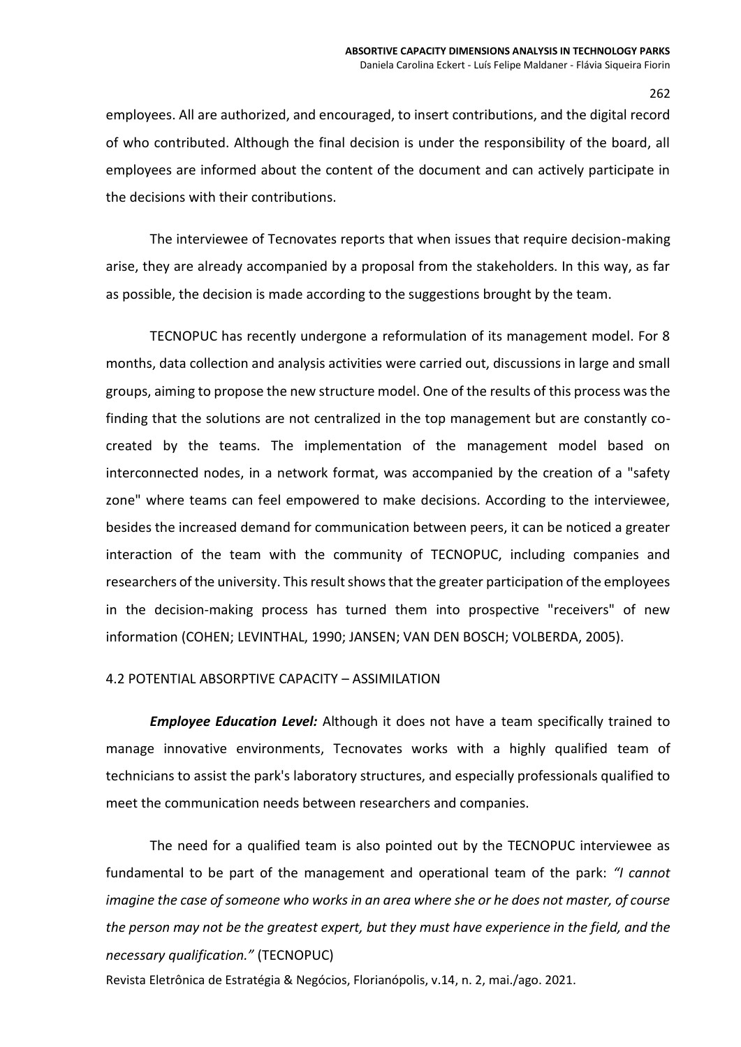employees. All are authorized, and encouraged, to insert contributions, and the digital record of who contributed. Although the final decision is under the responsibility of the board, all employees are informed about the content of the document and can actively participate in the decisions with their contributions.

The interviewee of Tecnovates reports that when issues that require decision-making arise, they are already accompanied by a proposal from the stakeholders. In this way, as far as possible, the decision is made according to the suggestions brought by the team.

TECNOPUC has recently undergone a reformulation of its management model. For 8 months, data collection and analysis activities were carried out, discussions in large and small groups, aiming to propose the new structure model. One of the results of this process was the finding that the solutions are not centralized in the top management but are constantly co-created by the teams. The implementation of the management model based on interconnected nodes, in a network format, was accompanied by the creation of a "safety zone" where teams can feel empowered to make decisions. According to the interviewee, besides the increased demand for communication between peers, it can be noticed a greater interaction of the team with the community of TECNOPUC, including companies and researchers of the university. This result shows that the greater participation of the employees in the decision-making process has turned them into prospective "receivers" of new information (COHEN; LEVINTHAL, 1990; JANSEN; VAN DEN BOSCH; VOLBERDA, 2005).

## 4.2 POTENTIAL ABSORPTIVE CAPACITY – ASSIMILATION

***Employee Education Level:*** Although it does not have a team specifically trained to manage innovative environments, Tecnovates works with a highly qualified team of technicians to assist the park's laboratory structures, and especially professionals qualified to meet the communication needs between researchers and companies.

The need for a qualified team is also pointed out by the TECNOPUC interviewee as fundamental to be part of the management and operational team of the park: *"I cannot imagine the case of someone who works in an area where she or he does not master, of course the person may not be the greatest expert, but they must have experience in the field, and the necessary qualification."* (TECNOPUC)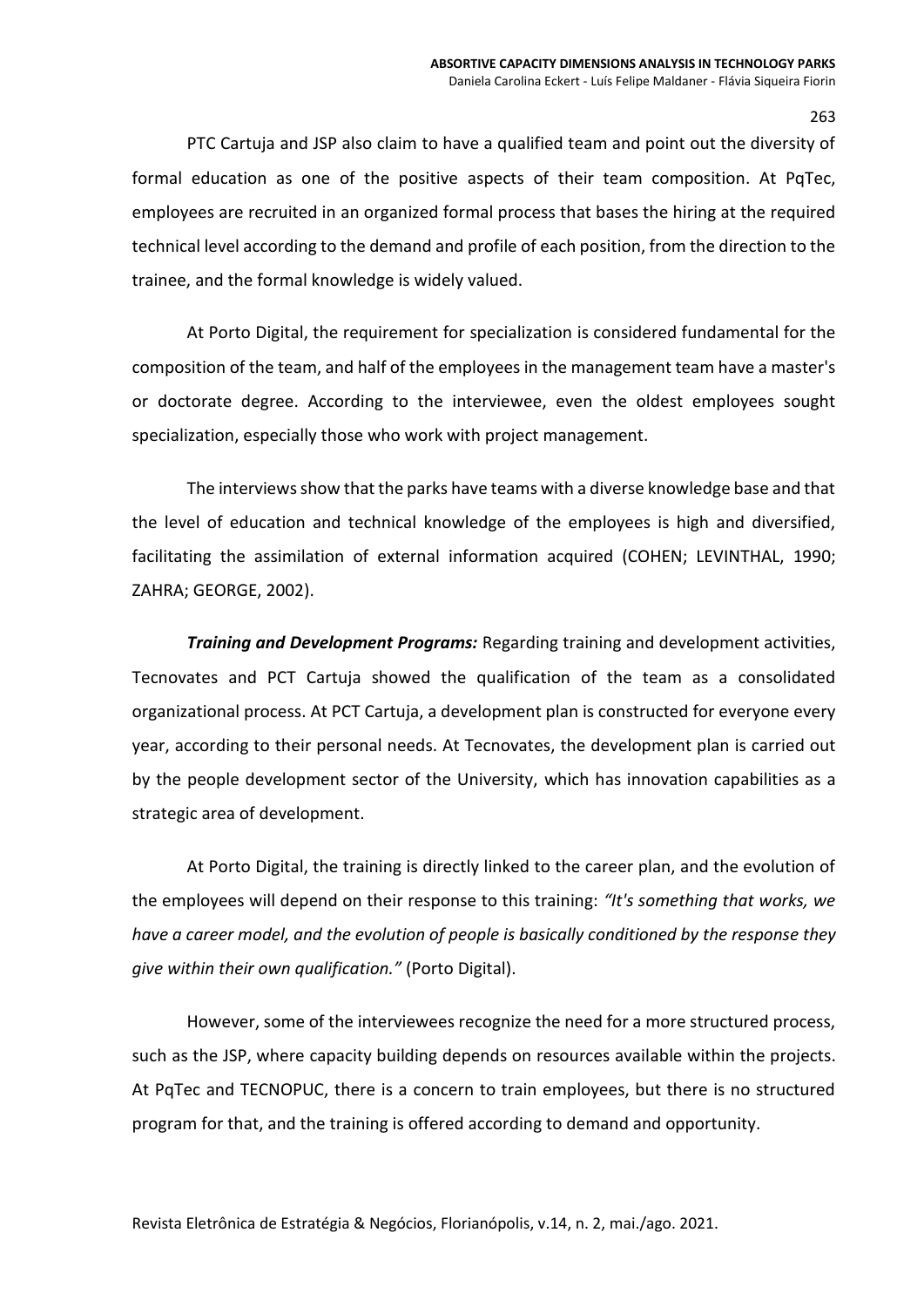PTC Cartuja and JSP also claim to have a qualified team and point out the diversity of formal education as one of the positive aspects of their team composition. At PqTec, employees are recruited in an organized formal process that bases the hiring at the required technical level according to the demand and profile of each position, from the direction to the trainee, and the formal knowledge is widely valued.

At Porto Digital, the requirement for specialization is considered fundamental for the composition of the team, and half of the employees in the management team have a master's or doctorate degree. According to the interviewee, even the oldest employees sought specialization, especially those who work with project management.

The interviews show that the parks have teams with a diverse knowledge base and that the level of education and technical knowledge of the employees is high and diversified, facilitating the assimilation of external information acquired (COHEN; LEVINTHAL, 1990; ZAHRA; GEORGE, 2002).

***Training and Development Programs:*** Regarding training and development activities, Tecnovates and PCT Cartuja showed the qualification of the team as a consolidated organizational process. At PCT Cartuja, a development plan is constructed for everyone every year, according to their personal needs. At Tecnovates, the development plan is carried out by the people development sector of the University, which has innovation capabilities as a strategic area of development.

At Porto Digital, the training is directly linked to the career plan, and the evolution of the employees will depend on their response to this training: *"It's something that works, we have a career model, and the evolution of people is basically conditioned by the response they give within their own qualification."* (Porto Digital).

However, some of the interviewees recognize the need for a more structured process, such as the JSP, where capacity building depends on resources available within the projects. At PqTec and TECNOPUC, there is a concern to train employees, but there is no structured program for that, and the training is offered according to demand and opportunity.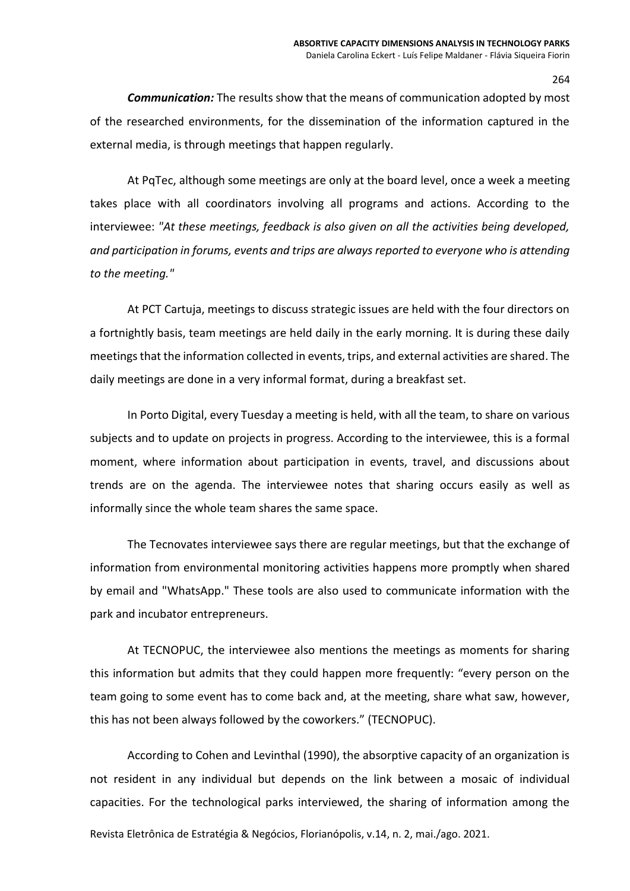***Communication:*** The results show that the means of communication adopted by most of the researched environments, for the dissemination of the information captured in the external media, is through meetings that happen regularly.

At PqTec, although some meetings are only at the board level, once a week a meeting takes place with all coordinators involving all programs and actions. According to the interviewee: *"At these meetings, feedback is also given on all the activities being developed, and participation in forums, events and trips are always reported to everyone who is attending to the meeting."*

At PCT Cartuja, meetings to discuss strategic issues are held with the four directors on a fortnightly basis, team meetings are held daily in the early morning. It is during these daily meetings that the information collected in events, trips, and external activities are shared. The daily meetings are done in a very informal format, during a breakfast set.

In Porto Digital, every Tuesday a meeting is held, with all the team, to share on various subjects and to update on projects in progress. According to the interviewee, this is a formal moment, where information about participation in events, travel, and discussions about trends are on the agenda. The interviewee notes that sharing occurs easily as well as informally since the whole team shares the same space.

The Tecnovates interviewee says there are regular meetings, but that the exchange of information from environmental monitoring activities happens more promptly when shared by email and "WhatsApp." These tools are also used to communicate information with the park and incubator entrepreneurs.

At TECNOPUC, the interviewee also mentions the meetings as moments for sharing this information but admits that they could happen more frequently: "every person on the team going to some event has to come back and, at the meeting, share what saw, however, this has not been always followed by the coworkers." (TECNOPUC).

According to Cohen and Levinthal (1990), the absorptive capacity of an organization is not resident in any individual but depends on the link between a mosaic of individual capacities. For the technological parks interviewed, the sharing of information among the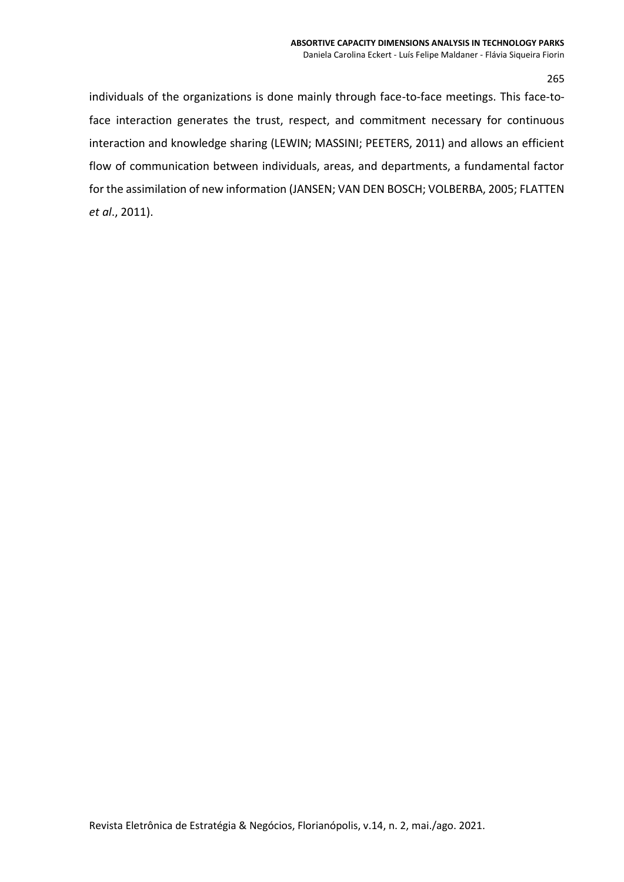individuals of the organizations is done mainly through face-to-face meetings. This face-to-face interaction generates the trust, respect, and commitment necessary for continuous interaction and knowledge sharing (LEWIN; MASSINI; PEETERS, 2011) and allows an efficient flow of communication between individuals, areas, and departments, a fundamental factor for the assimilation of new information (JANSEN; VAN DEN BOSCH; VOLBERBA, 2005; FLATTEN *et al*., 2011).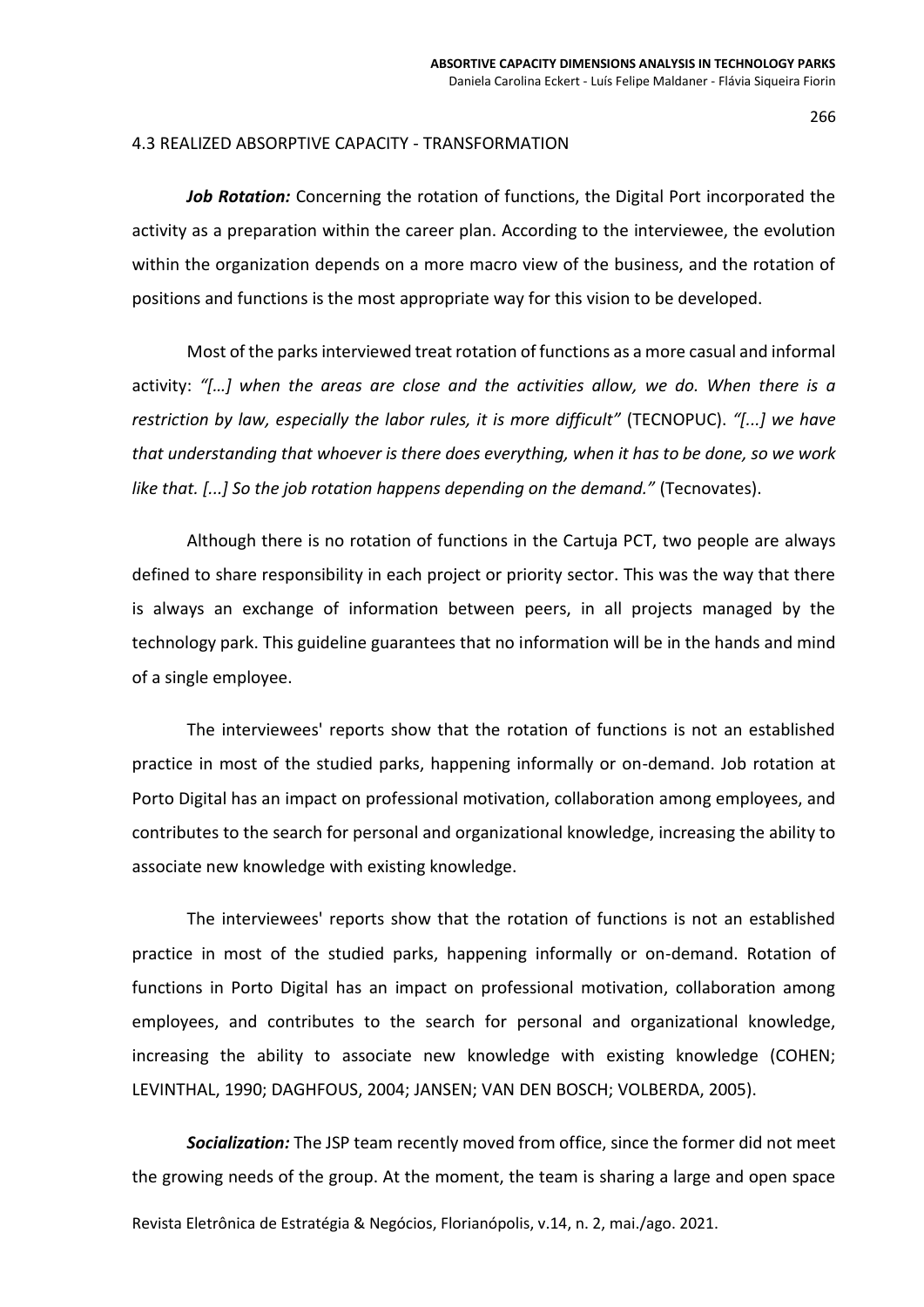### 4.3 REALIZED ABSORPTIVE CAPACITY - TRANSFORMATION

***Job Rotation:*** Concerning the rotation of functions, the Digital Port incorporated the activity as a preparation within the career plan. According to the interviewee, the evolution within the organization depends on a more macro view of the business, and the rotation of positions and functions is the most appropriate way for this vision to be developed.

Most of the parks interviewed treat rotation of functions as a more casual and informal activity: *"[…] when the areas are close and the activities allow, we do. When there is a restriction by law, especially the labor rules, it is more difficult"* (TECNOPUC). *"[...] we have that understanding that whoever is there does everything, when it has to be done, so we work like that. [...] So the job rotation happens depending on the demand."* (Tecnovates).

Although there is no rotation of functions in the Cartuja PCT, two people are always defined to share responsibility in each project or priority sector. This was the way that there is always an exchange of information between peers, in all projects managed by the technology park. This guideline guarantees that no information will be in the hands and mind of a single employee.

The interviewees' reports show that the rotation of functions is not an established practice in most of the studied parks, happening informally or on-demand. Job rotation at Porto Digital has an impact on professional motivation, collaboration among employees, and contributes to the search for personal and organizational knowledge, increasing the ability to associate new knowledge with existing knowledge.

The interviewees' reports show that the rotation of functions is not an established practice in most of the studied parks, happening informally or on-demand. Rotation of functions in Porto Digital has an impact on professional motivation, collaboration among employees, and contributes to the search for personal and organizational knowledge, increasing the ability to associate new knowledge with existing knowledge (COHEN; LEVINTHAL, 1990; DAGHFOUS, 2004; JANSEN; VAN DEN BOSCH; VOLBERDA, 2005).

***Socialization:*** The JSP team recently moved from office, since the former did not meet the growing needs of the group. At the moment, the team is sharing a large and open space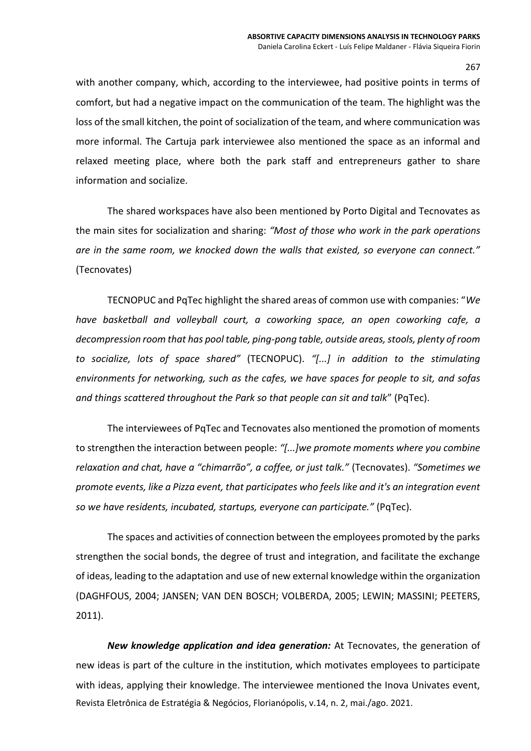with another company, which, according to the interviewee, had positive points in terms of comfort, but had a negative impact on the communication of the team. The highlight was the loss of the small kitchen, the point of socialization of the team, and where communication was more informal. The Cartuja park interviewee also mentioned the space as an informal and relaxed meeting place, where both the park staff and entrepreneurs gather to share information and socialize.

The shared workspaces have also been mentioned by Porto Digital and Tecnovates as the main sites for socialization and sharing: *"Most of those who work in the park operations are in the same room, we knocked down the walls that existed, so everyone can connect."* (Tecnovates)

TECNOPUC and PqTec highlight the shared areas of common use with companies: "*We have basketball and volleyball court, a coworking space, an open coworking cafe, a decompression room that has pool table, ping-pong table, outside areas, stools, plenty of room to socialize, lots of space shared"* (TECNOPUC). *"[...] in addition to the stimulating environments for networking, such as the cafes, we have spaces for people to sit, and sofas and things scattered throughout the Park so that people can sit and talk*" (PqTec).

The interviewees of PqTec and Tecnovates also mentioned the promotion of moments to strengthen the interaction between people: *"[...]we promote moments where you combine relaxation and chat, have a "chimarrão", a coffee, or just talk."* (Tecnovates). *"Sometimes we promote events, like a Pizza event, that participates who feels like and it's an integration event so we have residents, incubated, startups, everyone can participate."* (PqTec).

The spaces and activities of connection between the employees promoted by the parks strengthen the social bonds, the degree of trust and integration, and facilitate the exchange of ideas, leading to the adaptation and use of new external knowledge within the organization (DAGHFOUS, 2004; JANSEN; VAN DEN BOSCH; VOLBERDA, 2005; LEWIN; MASSINI; PEETERS, 2011).

***New knowledge application and idea generation:*** At Tecnovates, the generation of new ideas is part of the culture in the institution, which motivates employees to participate with ideas, applying their knowledge. The interviewee mentioned the Inova Univates event,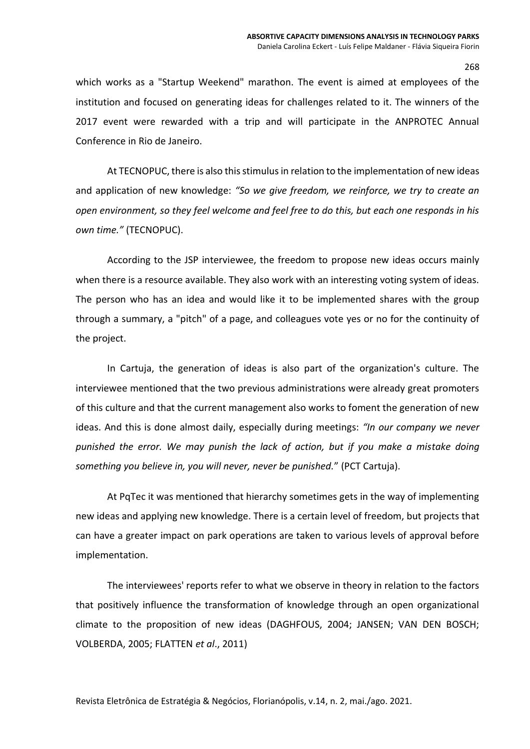which works as a "Startup Weekend" marathon. The event is aimed at employees of the institution and focused on generating ideas for challenges related to it. The winners of the 2017 event were rewarded with a trip and will participate in the ANPROTEC Annual Conference in Rio de Janeiro.

At TECNOPUC, there is also this stimulus in relation to the implementation of new ideas and application of new knowledge: *"So we give freedom, we reinforce, we try to create an open environment, so they feel welcome and feel free to do this, but each one responds in his own time."* (TECNOPUC).

According to the JSP interviewee, the freedom to propose new ideas occurs mainly when there is a resource available. They also work with an interesting voting system of ideas. The person who has an idea and would like it to be implemented shares with the group through a summary, a "pitch" of a page, and colleagues vote yes or no for the continuity of the project.

In Cartuja, the generation of ideas is also part of the organization's culture. The interviewee mentioned that the two previous administrations were already great promoters of this culture and that the current management also works to foment the generation of new ideas. And this is done almost daily, especially during meetings: *"In our company we never punished the error. We may punish the lack of action, but if you make a mistake doing something you believe in, you will never, never be punished.*" (PCT Cartuja).

At PqTec it was mentioned that hierarchy sometimes gets in the way of implementing new ideas and applying new knowledge. There is a certain level of freedom, but projects that can have a greater impact on park operations are taken to various levels of approval before implementation.

The interviewees' reports refer to what we observe in theory in relation to the factors that positively influence the transformation of knowledge through an open organizational climate to the proposition of new ideas (DAGHFOUS, 2004; JANSEN; VAN DEN BOSCH; VOLBERDA, 2005; FLATTEN *et al*., 2011)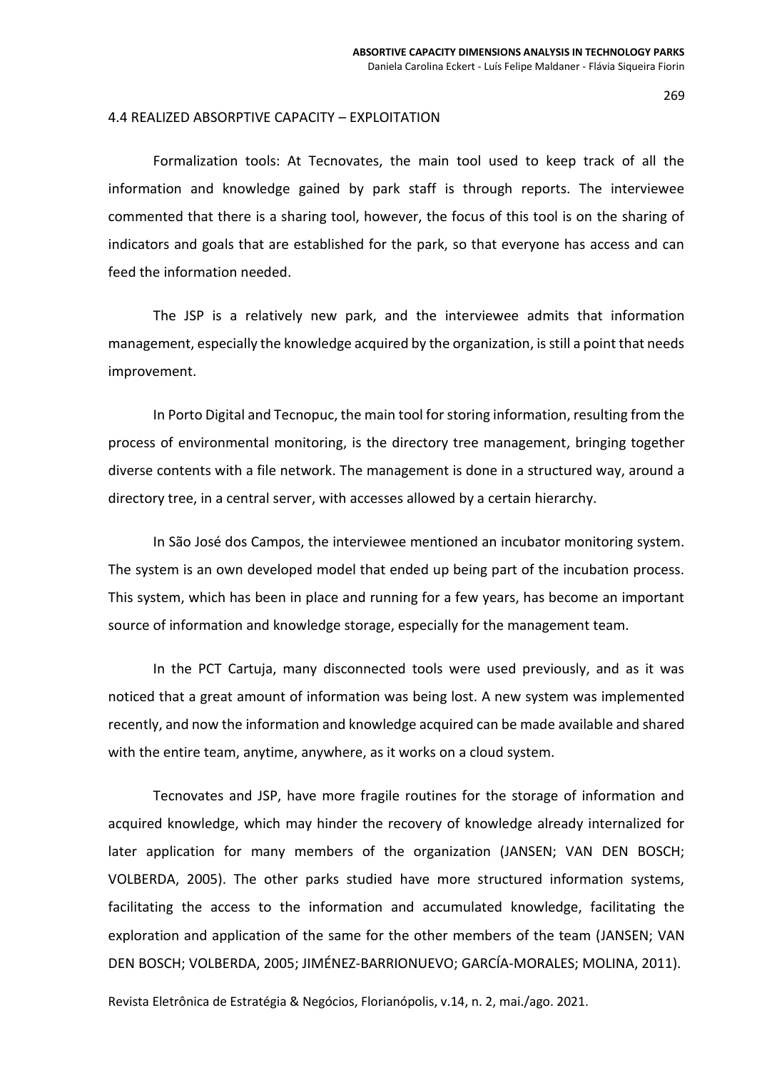### 4.4 REALIZED ABSORPTIVE CAPACITY – EXPLOITATION

Formalization tools: At Tecnovates, the main tool used to keep track of all the information and knowledge gained by park staff is through reports. The interviewee commented that there is a sharing tool, however, the focus of this tool is on the sharing of indicators and goals that are established for the park, so that everyone has access and can feed the information needed.

The JSP is a relatively new park, and the interviewee admits that information management, especially the knowledge acquired by the organization, is still a point that needs improvement.

In Porto Digital and Tecnopuc, the main tool for storing information, resulting from the process of environmental monitoring, is the directory tree management, bringing together diverse contents with a file network. The management is done in a structured way, around a directory tree, in a central server, with accesses allowed by a certain hierarchy.

In São José dos Campos, the interviewee mentioned an incubator monitoring system. The system is an own developed model that ended up being part of the incubation process. This system, which has been in place and running for a few years, has become an important source of information and knowledge storage, especially for the management team.

In the PCT Cartuja, many disconnected tools were used previously, and as it was noticed that a great amount of information was being lost. A new system was implemented recently, and now the information and knowledge acquired can be made available and shared with the entire team, anytime, anywhere, as it works on a cloud system.

Tecnovates and JSP, have more fragile routines for the storage of information and acquired knowledge, which may hinder the recovery of knowledge already internalized for later application for many members of the organization (JANSEN; VAN DEN BOSCH; VOLBERDA, 2005). The other parks studied have more structured information systems, facilitating the access to the information and accumulated knowledge, facilitating the exploration and application of the same for the other members of the team (JANSEN; VAN DEN BOSCH; VOLBERDA, 2005; JIMÉNEZ-BARRIONUEVO; GARCÍA-MORALES; MOLINA, 2011).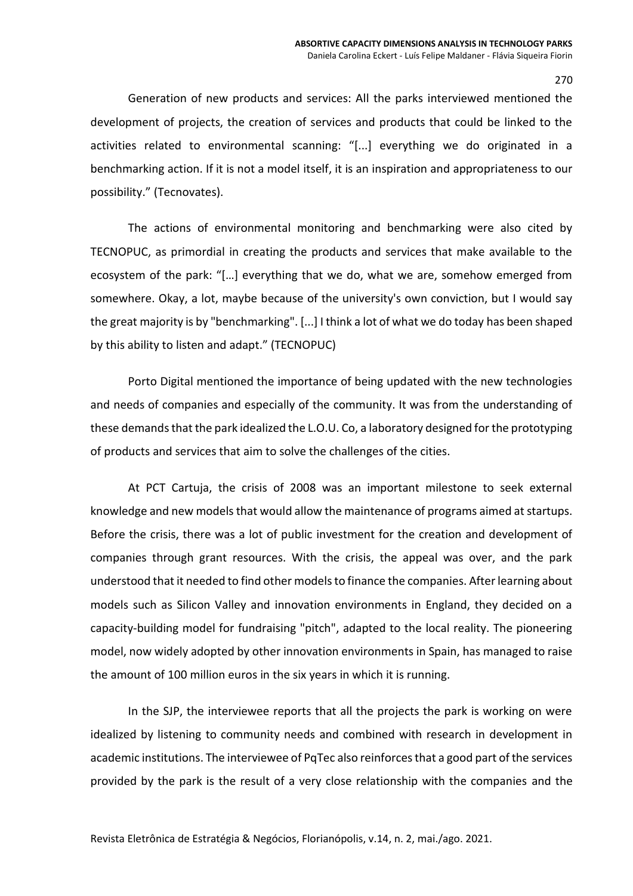Generation of new products and services: All the parks interviewed mentioned the development of projects, the creation of services and products that could be linked to the activities related to environmental scanning: "[...] everything we do originated in a benchmarking action. If it is not a model itself, it is an inspiration and appropriateness to our possibility." (Tecnovates).

The actions of environmental monitoring and benchmarking were also cited by TECNOPUC, as primordial in creating the products and services that make available to the ecosystem of the park: "[…] everything that we do, what we are, somehow emerged from somewhere. Okay, a lot, maybe because of the university's own conviction, but I would say the great majority is by "benchmarking". [...] I think a lot of what we do today has been shaped by this ability to listen and adapt." (TECNOPUC)

Porto Digital mentioned the importance of being updated with the new technologies and needs of companies and especially of the community. It was from the understanding of these demands that the park idealized the L.O.U. Co, a laboratory designed for the prototyping of products and services that aim to solve the challenges of the cities.

At PCT Cartuja, the crisis of 2008 was an important milestone to seek external knowledge and new models that would allow the maintenance of programs aimed at startups. Before the crisis, there was a lot of public investment for the creation and development of companies through grant resources. With the crisis, the appeal was over, and the park understood that it needed to find other models to finance the companies. After learning about models such as Silicon Valley and innovation environments in England, they decided on a capacity-building model for fundraising "pitch", adapted to the local reality. The pioneering model, now widely adopted by other innovation environments in Spain, has managed to raise the amount of 100 million euros in the six years in which it is running.

In the SJP, the interviewee reports that all the projects the park is working on were idealized by listening to community needs and combined with research in development in academic institutions. The interviewee of PqTec also reinforces that a good part of the services provided by the park is the result of a very close relationship with the companies and the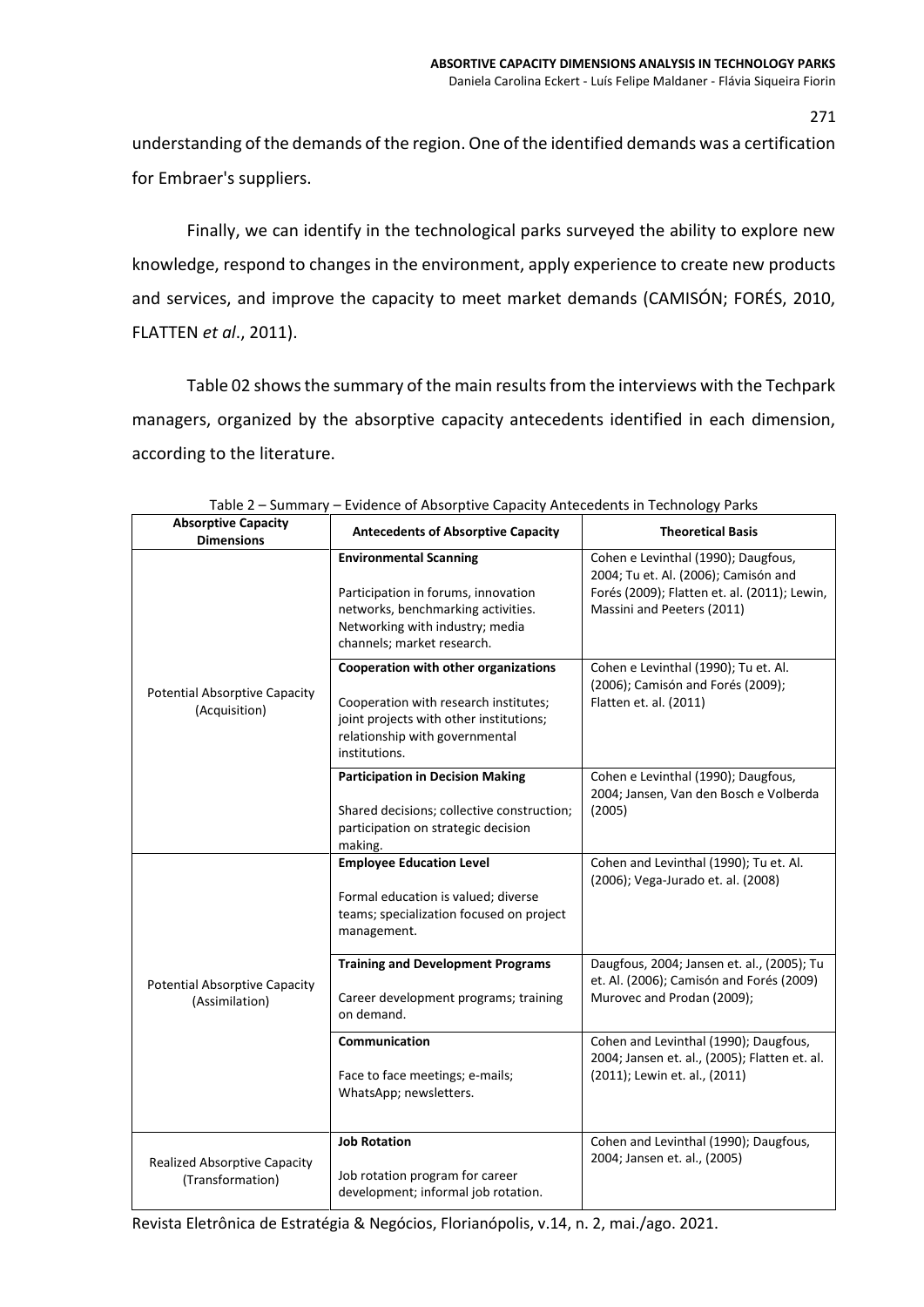understanding of the demands of the region. One of the identified demands was a certification for Embraer's suppliers.

Finally, we can identify in the technological parks surveyed the ability to explore new knowledge, respond to changes in the environment, apply experience to create new products and services, and improve the capacity to meet market demands (CAMISÓN; FORÉS, 2010, FLATTEN *et al*., 2011).

Table 02 shows the summary of the main results from the interviews with the Techpark managers, organized by the absorptive capacity antecedents identified in each dimension, according to the literature.

Table 2 – Summary – Evidence of Absorptive Capacity Antecedents in Technology Parks

| Absorptive Capacity Dimensions | Antecedents of Absorptive Capacity | Theoretical Basis |
|---|---|---|
| Potential Absorptive Capacity (Acquisition) | **Environmental Scanning**<br><br>Participation in forums, innovation networks, benchmarking activities. Networking with industry; media channels; market research. | Cohen e Levinthal (1990); Daugfous, 2004; Tu et. Al. (2006); Camisón and Forés (2009); Flatten et. al. (2011); Lewin, Massini and Peeters (2011) |
| | **Cooperation with other organizations**<br><br>Cooperation with research institutes; joint projects with other institutions; relationship with governmental institutions. | Cohen e Levinthal (1990); Tu et. Al. (2006); Camisón and Forés (2009); Flatten et. al. (2011) |
| | **Participation in Decision Making**<br><br>Shared decisions; collective construction; participation on strategic decision making. | Cohen e Levinthal (1990); Daugfous, 2004; Jansen, Van den Bosch e Volberda (2005) |
| Potential Absorptive Capacity (Assimilation) | **Employee Education Level**<br><br>Formal education is valued; diverse teams; specialization focused on project management. | Cohen and Levinthal (1990); Tu et. Al. (2006); Vega-Jurado et. al. (2008) |
| | **Training and Development Programs**<br><br>Career development programs; training on demand. | Daugfous, 2004; Jansen et. al., (2005); Tu et. Al. (2006); Camisón and Forés (2009) Murovec and Prodan (2009); |
| | **Communication**<br><br>Face to face meetings; e-mails; WhatsApp; newsletters. | Cohen and Levinthal (1990); Daugfous, 2004; Jansen et. al., (2005); Flatten et. al. (2011); Lewin et. al., (2011) |
| Realized Absorptive Capacity (Transformation) | **Job Rotation**<br><br>Job rotation program for career development; informal job rotation. | Cohen and Levinthal (1990); Daugfous, 2004; Jansen et. al., (2005) |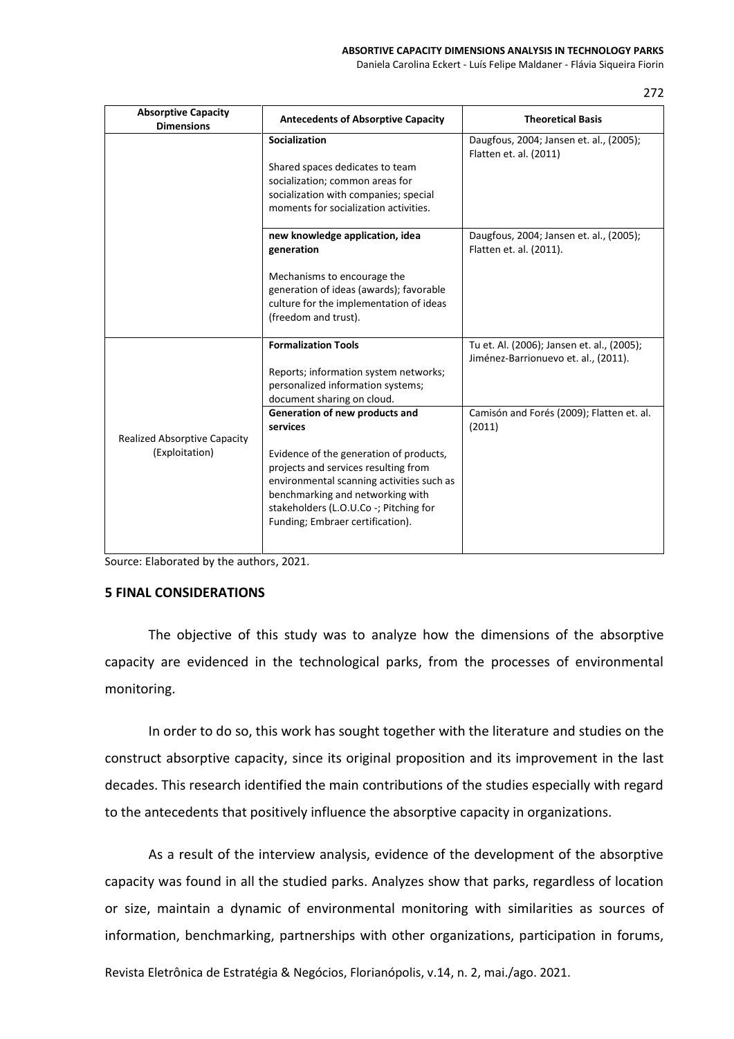| Absorptive Capacity Dimensions | Antecedents of Absorptive Capacity | Theoretical Basis |
|---|---|---|
| | **Socialization**<br><br>Shared spaces dedicates to team socialization; common areas for socialization with companies; special moments for socialization activities. | Daugfous, 2004; Jansen et. al., (2005); Flatten et. al. (2011) |
| | **new knowledge application, idea generation**<br><br>Mechanisms to encourage the generation of ideas (awards); favorable culture for the implementation of ideas (freedom and trust). | Daugfous, 2004; Jansen et. al., (2005); Flatten et. al. (2011). |
| Realized Absorptive Capacity (Exploitation) | **Formalization Tools**<br><br>Reports; information system networks; personalized information systems; document sharing on cloud. | Tu et. Al. (2006); Jansen et. al., (2005); Jiménez-Barrionuevo et. al., (2011). |
| | **Generation of new products and services**<br><br>Evidence of the generation of products, projects and services resulting from environmental scanning activities such as benchmarking and networking with stakeholders (L.O.U.Co -; Pitching for Funding; Embraer certification). | Camisón and Forés (2009); Flatten et. al. (2011) |

Source: Elaborated by the authors, 2021.

## 5 FINAL CONSIDERATIONS

The objective of this study was to analyze how the dimensions of the absorptive capacity are evidenced in the technological parks, from the processes of environmental monitoring.

In order to do so, this work has sought together with the literature and studies on the construct absorptive capacity, since its original proposition and its improvement in the last decades. This research identified the main contributions of the studies especially with regard to the antecedents that positively influence the absorptive capacity in organizations.

As a result of the interview analysis, evidence of the development of the absorptive capacity was found in all the studied parks. Analyzes show that parks, regardless of location or size, maintain a dynamic of environmental monitoring with similarities as sources of information, benchmarking, partnerships with other organizations, participation in forums,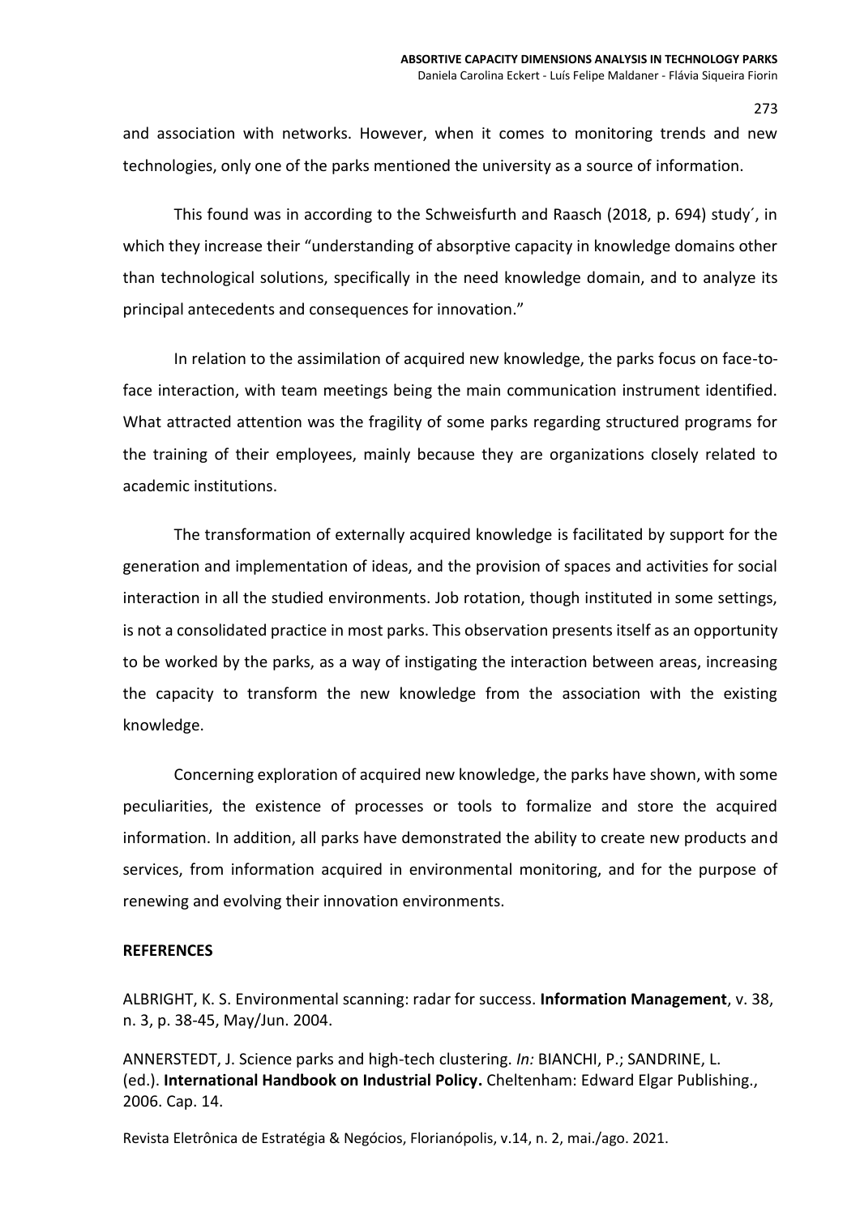and association with networks. However, when it comes to monitoring trends and new technologies, only one of the parks mentioned the university as a source of information.

This found was in according to the Schweisfurth and Raasch (2018, p. 694) study´, in which they increase their "understanding of absorptive capacity in knowledge domains other than technological solutions, specifically in the need knowledge domain, and to analyze its principal antecedents and consequences for innovation."

In relation to the assimilation of acquired new knowledge, the parks focus on face-to-face interaction, with team meetings being the main communication instrument identified. What attracted attention was the fragility of some parks regarding structured programs for the training of their employees, mainly because they are organizations closely related to academic institutions.

The transformation of externally acquired knowledge is facilitated by support for the generation and implementation of ideas, and the provision of spaces and activities for social interaction in all the studied environments. Job rotation, though instituted in some settings, is not a consolidated practice in most parks. This observation presents itself as an opportunity to be worked by the parks, as a way of instigating the interaction between areas, increasing the capacity to transform the new knowledge from the association with the existing knowledge.

Concerning exploration of acquired new knowledge, the parks have shown, with some peculiarities, the existence of processes or tools to formalize and store the acquired information. In addition, all parks have demonstrated the ability to create new products and services, from information acquired in environmental monitoring, and for the purpose of renewing and evolving their innovation environments.

**REFERENCES**

ALBRIGHT, K. S. Environmental scanning: radar for success. **Information Management**, v. 38, n. 3, p. 38-45, May/Jun. 2004.

ANNERSTEDT, J. Science parks and high-tech clustering. *In:* BIANCHI, P.; SANDRINE, L. (ed.). **International Handbook on Industrial Policy.** Cheltenham: Edward Elgar Publishing., 2006. Cap. 14.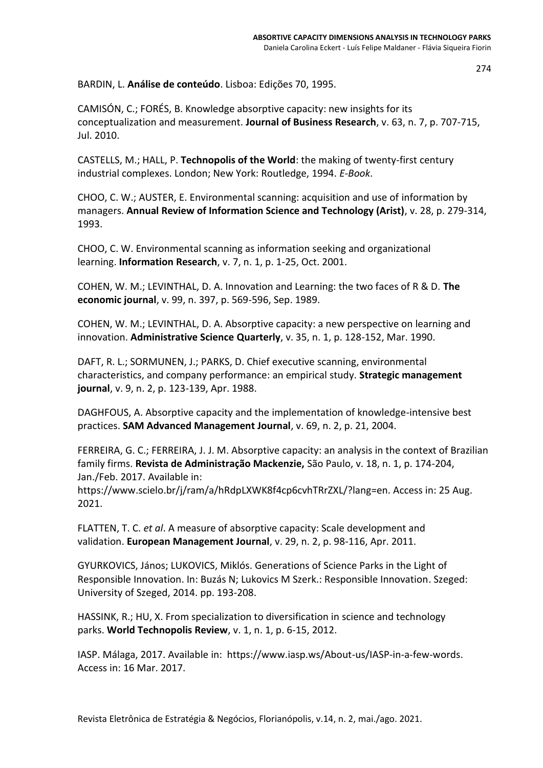BARDIN, L. **Análise de conteúdo**. Lisboa: Edições 70, 1995.

CAMISÓN, C.; FORÉS, B. Knowledge absorptive capacity: new insights for its conceptualization and measurement. **Journal of Business Research**, v. 63, n. 7, p. 707-715, Jul. 2010.

CASTELLS, M.; HALL, P. **Technopolis of the World**: the making of twenty-first century industrial complexes. London; New York: Routledge, 1994. *E-Book*.

CHOO, C. W.; AUSTER, E. Environmental scanning: acquisition and use of information by managers. **Annual Review of Information Science and Technology (Arist)**, v. 28, p. 279-314, 1993.

CHOO, C. W. Environmental scanning as information seeking and organizational learning. **Information Research**, v. 7, n. 1, p. 1-25, Oct. 2001.

COHEN, W. M.; LEVINTHAL, D. A. Innovation and Learning: the two faces of R & D. **The economic journal**, v. 99, n. 397, p. 569-596, Sep. 1989.

COHEN, W. M.; LEVINTHAL, D. A. Absorptive capacity: a new perspective on learning and innovation. **Administrative Science Quarterly**, v. 35, n. 1, p. 128-152, Mar. 1990.

DAFT, R. L.; SORMUNEN, J.; PARKS, D. Chief executive scanning, environmental characteristics, and company performance: an empirical study. **Strategic management journal**, v. 9, n. 2, p. 123-139, Apr. 1988.

DAGHFOUS, A. Absorptive capacity and the implementation of knowledge-intensive best practices. **SAM Advanced Management Journal**, v. 69, n. 2, p. 21, 2004.

FERREIRA, G. C.; FERREIRA, J. J. M. Absorptive capacity: an analysis in the context of Brazilian family firms. **Revista de Administração Mackenzie,** São Paulo, v. 18, n. 1, p. 174-204, Jan./Feb. 2017. Available in: https://www.scielo.br/j/ram/a/hRdpLXWK8f4cp6cvhTRrZXL/?lang=en. Access in: 25 Aug. 2021.

FLATTEN, T. C. *et al*. A measure of absorptive capacity: Scale development and validation. **European Management Journal**, v. 29, n. 2, p. 98-116, Apr. 2011.

GYURKOVICS, János; LUKOVICS, Miklós. Generations of Science Parks in the Light of Responsible Innovation. In: Buzás N; Lukovics M Szerk.: Responsible Innovation. Szeged: University of Szeged, 2014. pp. 193-208.

HASSINK, R.; HU, X. From specialization to diversification in science and technology parks. **World Technopolis Review**, v. 1, n. 1, p. 6-15, 2012.

IASP. Málaga, 2017. Available in: https://www.iasp.ws/About-us/IASP-in-a-few-words. Access in: 16 Mar. 2017.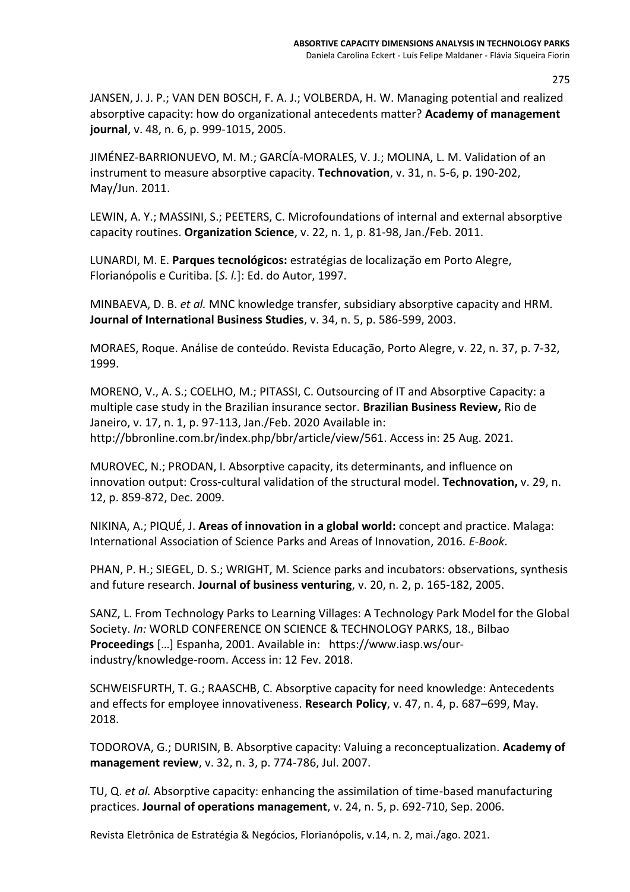JANSEN, J. J. P.; VAN DEN BOSCH, F. A. J.; VOLBERDA, H. W. Managing potential and realized absorptive capacity: how do organizational antecedents matter? **Academy of management journal**, v. 48, n. 6, p. 999-1015, 2005.

JIMÉNEZ-BARRIONUEVO, M. M.; GARCÍA-MORALES, V. J.; MOLINA, L. M. Validation of an instrument to measure absorptive capacity. **Technovation**, v. 31, n. 5-6, p. 190-202, May/Jun. 2011.

LEWIN, A. Y.; MASSINI, S.; PEETERS, C. Microfoundations of internal and external absorptive capacity routines. **Organization Science**, v. 22, n. 1, p. 81-98, Jan./Feb. 2011.

LUNARDI, M. E. **Parques tecnológicos:** estratégias de localização em Porto Alegre, Florianópolis e Curitiba. [*S. l.*]: Ed. do Autor, 1997.

MINBAEVA, D. B. *et al.* MNC knowledge transfer, subsidiary absorptive capacity and HRM. **Journal of International Business Studies**, v. 34, n. 5, p. 586-599, 2003.

MORAES, Roque. Análise de conteúdo. Revista Educação, Porto Alegre, v. 22, n. 37, p. 7-32, 1999.

MORENO, V., A. S.; COELHO, M.; PITASSI, C. Outsourcing of IT and Absorptive Capacity: a multiple case study in the Brazilian insurance sector. **Brazilian Business Review,** Rio de Janeiro, v. 17, n. 1, p. 97-113, Jan./Feb. 2020 Available in: http://bbronline.com.br/index.php/bbr/article/view/561. Access in: 25 Aug. 2021.

MUROVEC, N.; PRODAN, I. Absorptive capacity, its determinants, and influence on innovation output: Cross-cultural validation of the structural model. **Technovation,** v. 29, n. 12, p. 859-872, Dec. 2009.

NIKINA, A.; PIQUÉ, J. **Areas of innovation in a global world:** concept and practice. Malaga: International Association of Science Parks and Areas of Innovation, 2016. *E-Book*.

PHAN, P. H.; SIEGEL, D. S.; WRIGHT, M. Science parks and incubators: observations, synthesis and future research. **Journal of business venturing**, v. 20, n. 2, p. 165-182, 2005.

SANZ, L. From Technology Parks to Learning Villages: A Technology Park Model for the Global Society. *In:* WORLD CONFERENCE ON SCIENCE & TECHNOLOGY PARKS, 18., Bilbao **Proceedings** […] Espanha, 2001. Available in: https://www.iasp.ws/our-industry/knowledge-room. Access in: 12 Fev. 2018.

SCHWEISFURTH, T. G.; RAASCHB, C. Absorptive capacity for need knowledge: Antecedents and effects for employee innovativeness. **Research Policy**, v. 47, n. 4, p. 687–699, May. 2018.

TODOROVA, G.; DURISIN, B. Absorptive capacity: Valuing a reconceptualization. **Academy of management review**, v. 32, n. 3, p. 774-786, Jul. 2007.

TU, Q. *et al.* Absorptive capacity: enhancing the assimilation of time-based manufacturing practices. **Journal of operations management**, v. 24, n. 5, p. 692-710, Sep. 2006.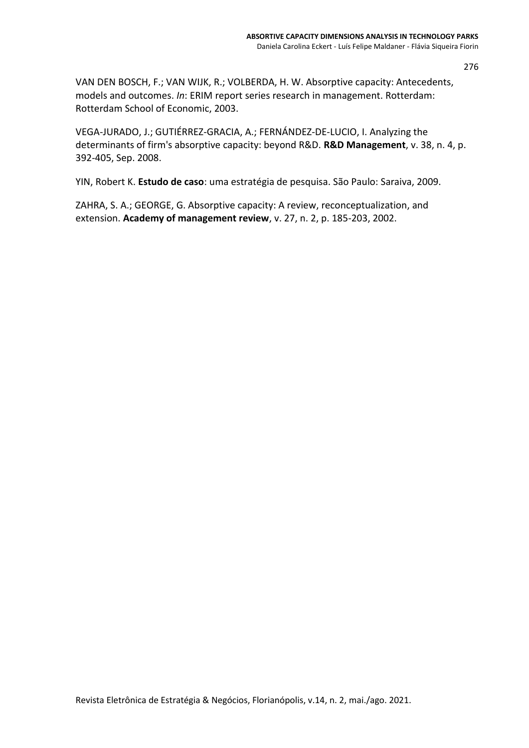VAN DEN BOSCH, F.; VAN WIJK, R.; VOLBERDA, H. W. Absorptive capacity: Antecedents, models and outcomes. *In*: ERIM report series research in management. Rotterdam: Rotterdam School of Economic, 2003.

VEGA-JURADO, J.; GUTIÉRREZ-GRACIA, A.; FERNÁNDEZ-DE-LUCIO, I. Analyzing the determinants of firm's absorptive capacity: beyond R&D. **R&D Management**, v. 38, n. 4, p. 392-405, Sep. 2008.

YIN, Robert K. **Estudo de caso**: uma estratégia de pesquisa. São Paulo: Saraiva, 2009.

ZAHRA, S. A.; GEORGE, G. Absorptive capacity: A review, reconceptualization, and extension. **Academy of management review**, v. 27, n. 2, p. 185-203, 2002.